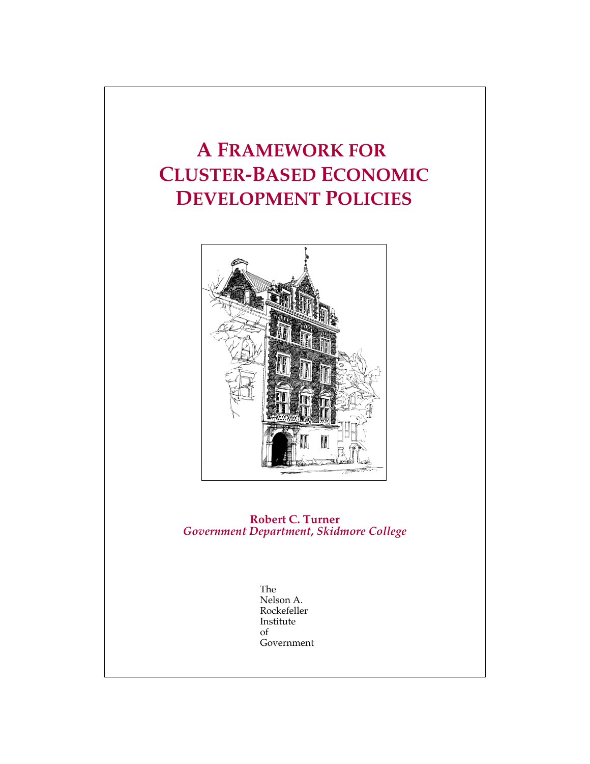# A Framework for Cluster-Based Economic Development Policies

**Robert C. Turner**
*Government Department, Skidmore College*

The
Nelson A.
Rockefeller
Institute
of
Government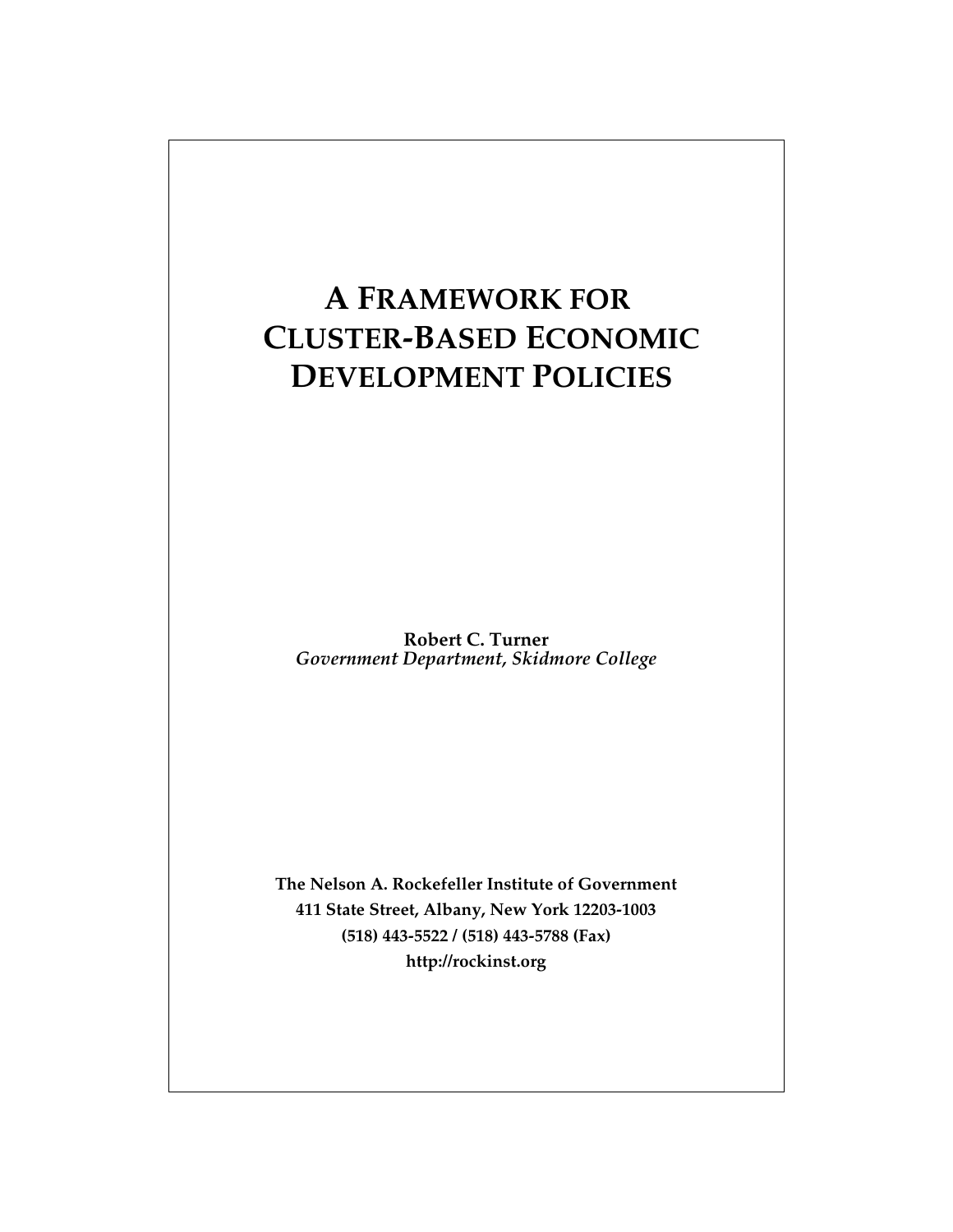# A Framework for Cluster-Based Economic Development Policies

**Robert C. Turner**
*Government Department, Skidmore College*

**The Nelson A. Rockefeller Institute of Government**
**411 State Street, Albany, New York 12203-1003**
**(518) 443-5522 / (518) 443-5788 (Fax)**
**http://rockinst.org**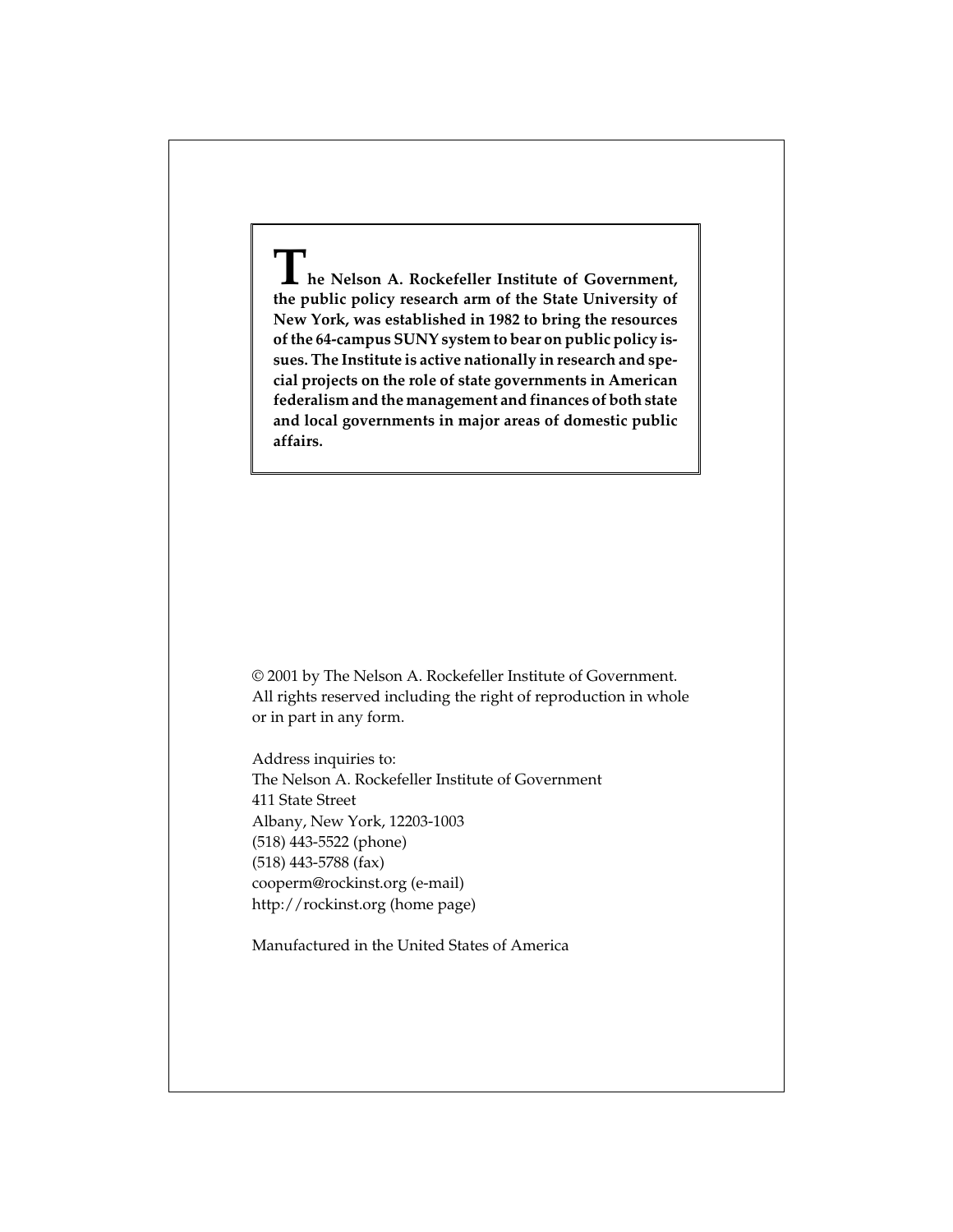**The Nelson A. Rockefeller Institute of Government, the public policy research arm of the State University of New York, was established in 1982 to bring the resources of the 64-campus SUNY system to bear on public policy issues. The Institute is active nationally in research and special projects on the role of state governments in American federalism and the management and finances of both state and local governments in major areas of domestic public affairs.**

© 2001 by The Nelson A. Rockefeller Institute of Government. All rights reserved including the right of reproduction in whole or in part in any form.

Address inquiries to:
The Nelson A. Rockefeller Institute of Government
411 State Street
Albany, New York, 12203-1003
(518) 443-5522 (phone)
(518) 443-5788 (fax)
cooperm@rockinst.org (e-mail)
http://rockinst.org (home page)

Manufactured in the United States of America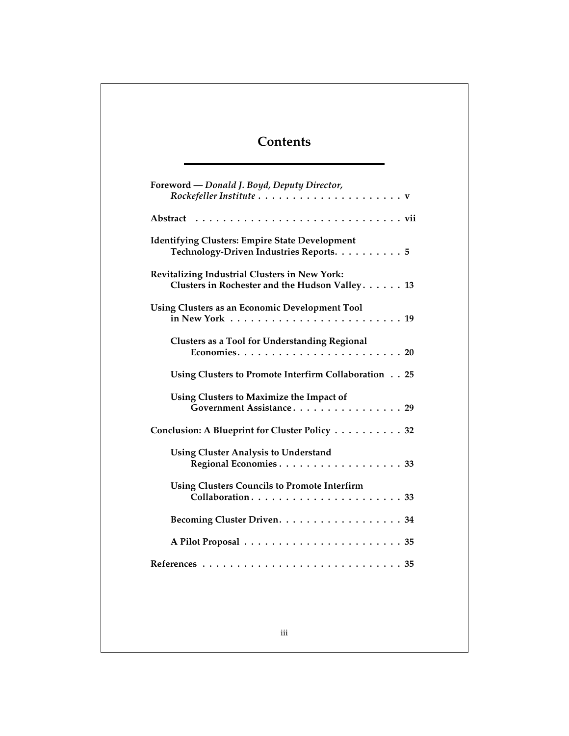# Contents

**Foreword — *Donald J. Boyd, Deputy Director, Rockefeller Institute*** . . . . . . . . . . . . . . . . . . . . . **v**

**Abstract** . . . . . . . . . . . . . . . . . . . . . . . . . . . . . **vii**

**Identifying Clusters: Empire State Development Technology-Driven Industries Reports** . . . . . . . . . . **5**

**Revitalizing Industrial Clusters in New York: Clusters in Rochester and the Hudson Valley** . . . . . . **13**

**Using Clusters as an Economic Development Tool in New York** . . . . . . . . . . . . . . . . . . . . . . . . **19**

- **Clusters as a Tool for Understanding Regional Economies** . . . . . . . . . . . . . . . . . . . . . . . . **20**
- **Using Clusters to Promote Interfirm Collaboration** . . **25**
- **Using Clusters to Maximize the Impact of Government Assistance** . . . . . . . . . . . . . . . . **29**

**Conclusion: A Blueprint for Cluster Policy** . . . . . . . . . . **32**

- **Using Cluster Analysis to Understand Regional Economies** . . . . . . . . . . . . . . . . . . **33**
- **Using Clusters Councils to Promote Interfirm Collaboration** . . . . . . . . . . . . . . . . . . . . . . **33**
- **Becoming Cluster Driven** . . . . . . . . . . . . . . . . . . **34**
- **A Pilot Proposal** . . . . . . . . . . . . . . . . . . . . . . . **35**

**References** . . . . . . . . . . . . . . . . . . . . . . . . . . . . **35**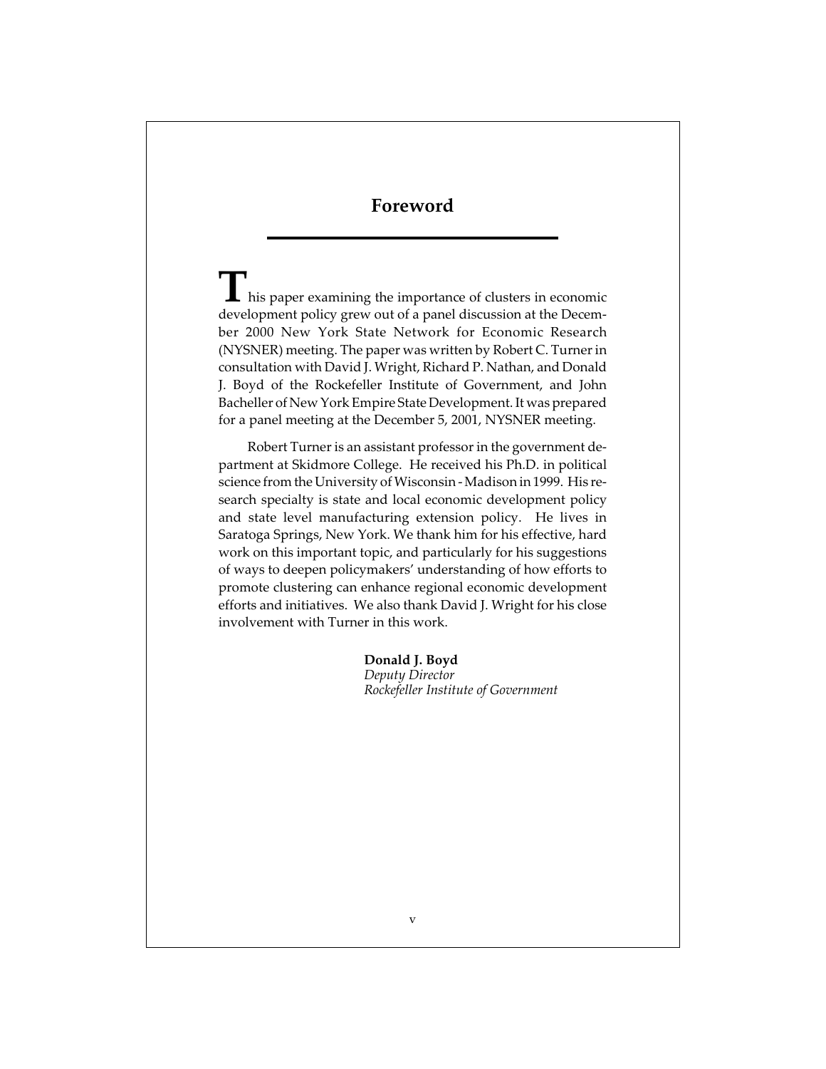# Foreword

This paper examining the importance of clusters in economic development policy grew out of a panel discussion at the December 2000 New York State Network for Economic Research (NYSNER) meeting. The paper was written by Robert C. Turner in consultation with David J. Wright, Richard P. Nathan, and Donald J. Boyd of the Rockefeller Institute of Government, and John Bacheller of New York Empire State Development. It was prepared for a panel meeting at the December 5, 2001, NYSNER meeting.

Robert Turner is an assistant professor in the government department at Skidmore College. He received his Ph.D. in political science from the University of Wisconsin - Madison in 1999. His research specialty is state and local economic development policy and state level manufacturing extension policy. He lives in Saratoga Springs, New York. We thank him for his effective, hard work on this important topic, and particularly for his suggestions of ways to deepen policymakers' understanding of how efforts to promote clustering can enhance regional economic development efforts and initiatives. We also thank David J. Wright for his close involvement with Turner in this work.

**Donald J. Boyd**
*Deputy Director*
*Rockefeller Institute of Government*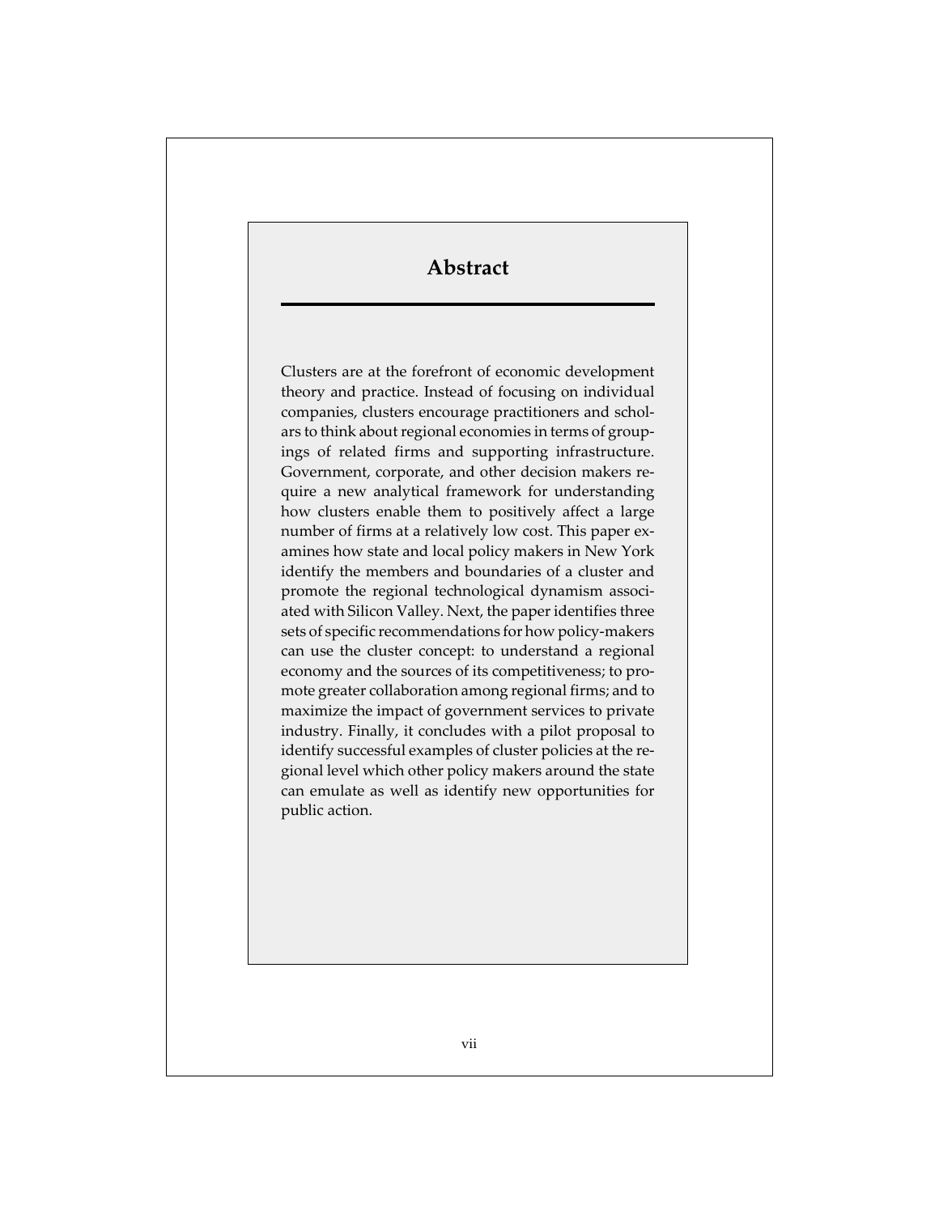# Abstract

Clusters are at the forefront of economic development theory and practice. Instead of focusing on individual companies, clusters encourage practitioners and scholars to think about regional economies in terms of groupings of related firms and supporting infrastructure. Government, corporate, and other decision makers require a new analytical framework for understanding how clusters enable them to positively affect a large number of firms at a relatively low cost. This paper examines how state and local policy makers in New York identify the members and boundaries of a cluster and promote the regional technological dynamism associated with Silicon Valley. Next, the paper identifies three sets of specific recommendations for how policy-makers can use the cluster concept: to understand a regional economy and the sources of its competitiveness; to promote greater collaboration among regional firms; and to maximize the impact of government services to private industry. Finally, it concludes with a pilot proposal to identify successful examples of cluster policies at the regional level which other policy makers around the state can emulate as well as identify new opportunities for public action.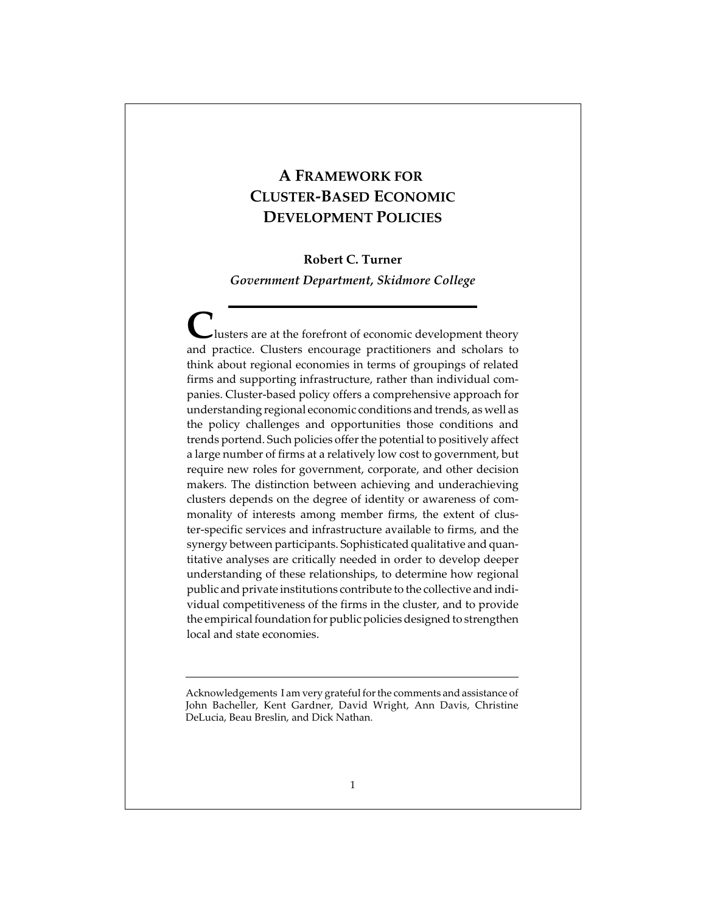# A Framework for Cluster-Based Economic Development Policies

**Robert C. Turner**

*Government Department, Skidmore College*

Clusters are at the forefront of economic development theory and practice. Clusters encourage practitioners and scholars to think about regional economies in terms of groupings of related firms and supporting infrastructure, rather than individual companies. Cluster-based policy offers a comprehensive approach for understanding regional economic conditions and trends, as well as the policy challenges and opportunities those conditions and trends portend. Such policies offer the potential to positively affect a large number of firms at a relatively low cost to government, but require new roles for government, corporate, and other decision makers. The distinction between achieving and underachieving clusters depends on the degree of identity or awareness of commonality of interests among member firms, the extent of cluster-specific services and infrastructure available to firms, and the synergy between participants. Sophisticated qualitative and quantitative analyses are critically needed in order to develop deeper understanding of these relationships, to determine how regional public and private institutions contribute to the collective and individual competitiveness of the firms in the cluster, and to provide the empirical foundation for public policies designed to strengthen local and state economies.

---

Acknowledgements I am very grateful for the comments and assistance of John Bacheller, Kent Gardner, David Wright, Ann Davis, Christine DeLucia, Beau Breslin, and Dick Nathan.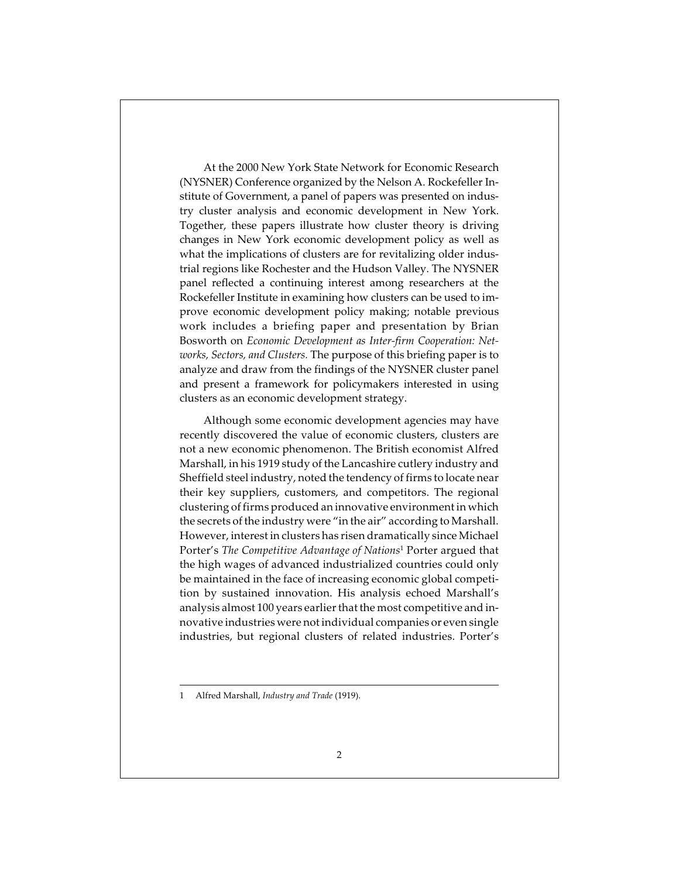At the 2000 New York State Network for Economic Research (NYSNER) Conference organized by the Nelson A. Rockefeller Institute of Government, a panel of papers was presented on industry cluster analysis and economic development in New York. Together, these papers illustrate how cluster theory is driving changes in New York economic development policy as well as what the implications of clusters are for revitalizing older industrial regions like Rochester and the Hudson Valley. The NYSNER panel reflected a continuing interest among researchers at the Rockefeller Institute in examining how clusters can be used to improve economic development policy making; notable previous work includes a briefing paper and presentation by Brian Bosworth on *Economic Development as Inter-firm Cooperation: Networks, Sectors, and Clusters.* The purpose of this briefing paper is to analyze and draw from the findings of the NYSNER cluster panel and present a framework for policymakers interested in using clusters as an economic development strategy.

Although some economic development agencies may have recently discovered the value of economic clusters, clusters are not a new economic phenomenon. The British economist Alfred Marshall, in his 1919 study of the Lancashire cutlery industry and Sheffield steel industry, noted the tendency of firms to locate near their key suppliers, customers, and competitors. The regional clustering of firms produced an innovative environment in which the secrets of the industry were "in the air" according to Marshall. However, interest in clusters has risen dramatically since Michael Porter's *The Competitive Advantage of Nations*[1] Porter argued that the high wages of advanced industrialized countries could only be maintained in the face of increasing economic global competition by sustained innovation. His analysis echoed Marshall's analysis almost 100 years earlier that the most competitive and innovative industries were not individual companies or even single industries, but regional clusters of related industries. Porter's

---

1 Alfred Marshall, *Industry and Trade* (1919).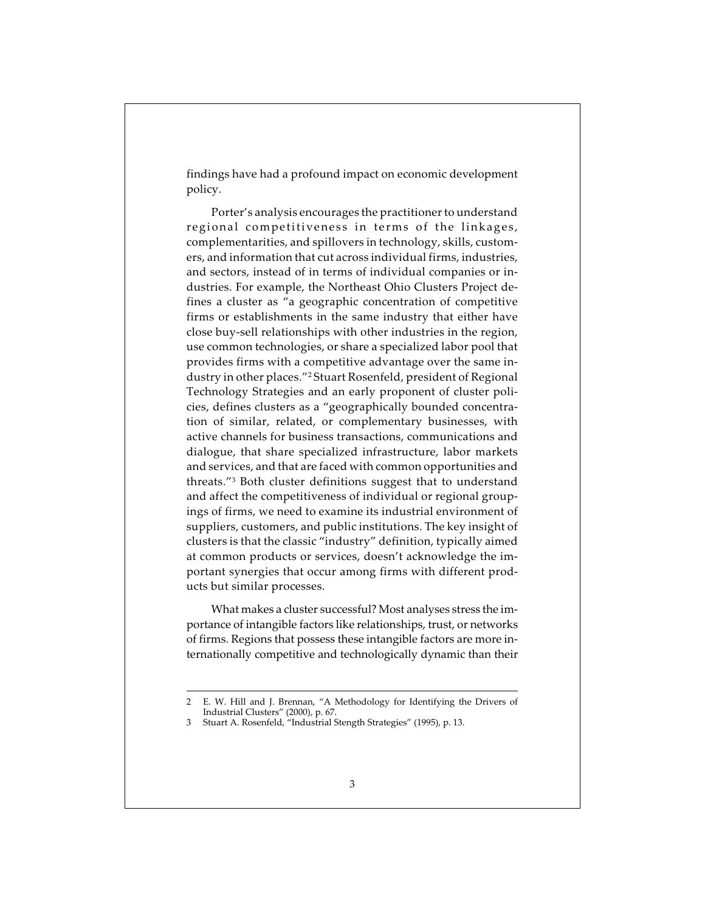findings have had a profound impact on economic development policy.

Porter's analysis encourages the practitioner to understand regional competitiveness in terms of the linkages, complementarities, and spillovers in technology, skills, customers, and information that cut across individual firms, industries, and sectors, instead of in terms of individual companies or industries. For example, the Northeast Ohio Clusters Project defines a cluster as "a geographic concentration of competitive firms or establishments in the same industry that either have close buy-sell relationships with other industries in the region, use common technologies, or share a specialized labor pool that provides firms with a competitive advantage over the same industry in other places."[2] Stuart Rosenfeld, president of Regional Technology Strategies and an early proponent of cluster policies, defines clusters as a "geographically bounded concentration of similar, related, or complementary businesses, with active channels for business transactions, communications and dialogue, that share specialized infrastructure, labor markets and services, and that are faced with common opportunities and threats."[3] Both cluster definitions suggest that to understand and affect the competitiveness of individual or regional groupings of firms, we need to examine its industrial environment of suppliers, customers, and public institutions. The key insight of clusters is that the classic "industry" definition, typically aimed at common products or services, doesn't acknowledge the important synergies that occur among firms with different products but similar processes.

What makes a cluster successful? Most analyses stress the importance of intangible factors like relationships, trust, or networks of firms. Regions that possess these intangible factors are more internationally competitive and technologically dynamic than their

---

2 E. W. Hill and J. Brennan, "A Methodology for Identifying the Drivers of Industrial Clusters" (2000), p. 67.

3 Stuart A. Rosenfeld, "Industrial Stength Strategies" (1995), p. 13.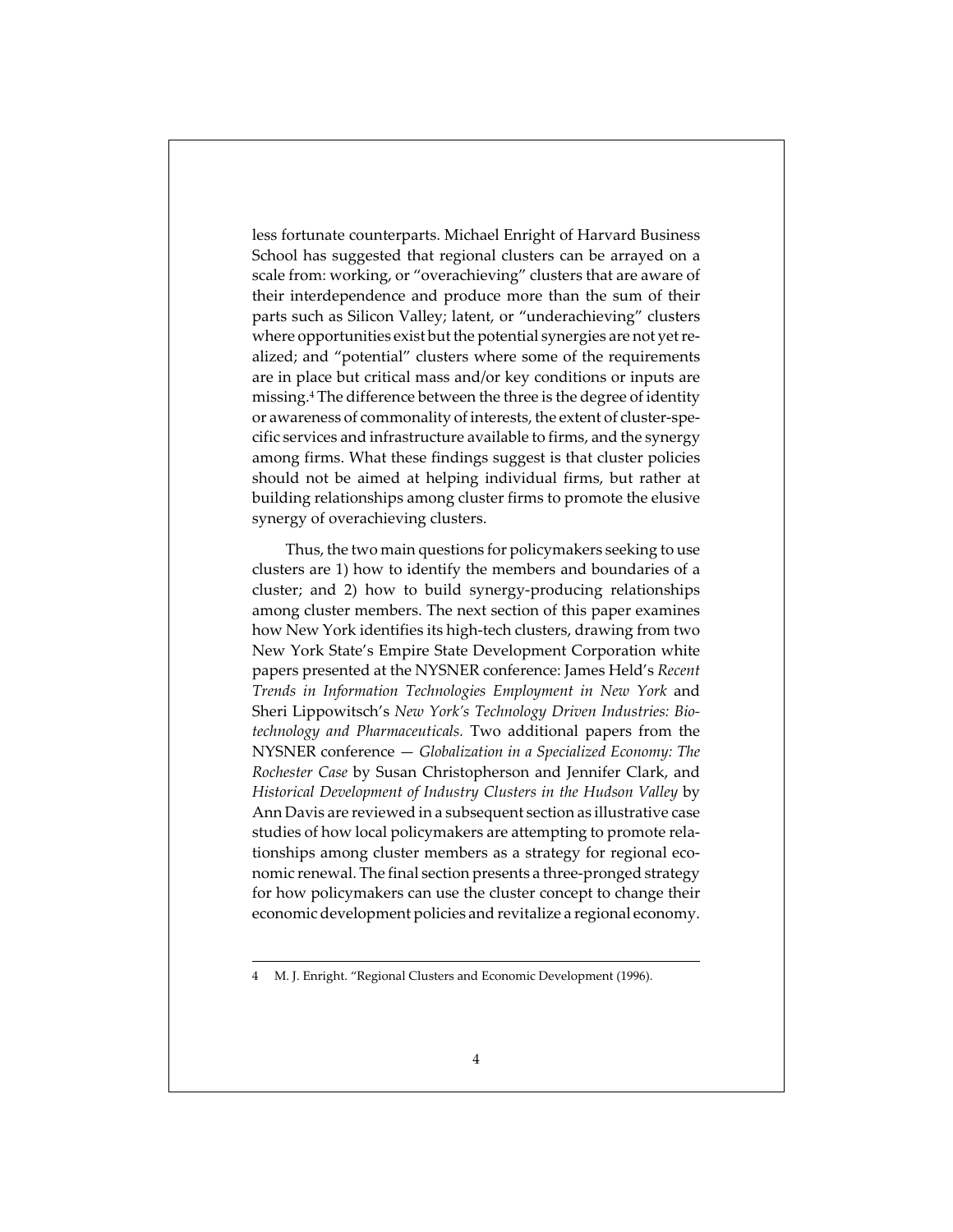less fortunate counterparts. Michael Enright of Harvard Business School has suggested that regional clusters can be arrayed on a scale from: working, or "overachieving" clusters that are aware of their interdependence and produce more than the sum of their parts such as Silicon Valley; latent, or "underachieving" clusters where opportunities exist but the potential synergies are not yet realized; and "potential" clusters where some of the requirements are in place but critical mass and/or key conditions or inputs are missing.[4] The difference between the three is the degree of identity or awareness of commonality of interests, the extent of cluster-specific services and infrastructure available to firms, and the synergy among firms. What these findings suggest is that cluster policies should not be aimed at helping individual firms, but rather at building relationships among cluster firms to promote the elusive synergy of overachieving clusters.

Thus, the two main questions for policymakers seeking to use clusters are 1) how to identify the members and boundaries of a cluster; and 2) how to build synergy-producing relationships among cluster members. The next section of this paper examines how New York identifies its high-tech clusters, drawing from two New York State's Empire State Development Corporation white papers presented at the NYSNER conference: James Held's *Recent Trends in Information Technologies Employment in New York* and Sheri Lippowitsch's *New York's Technology Driven Industries: Biotechnology and Pharmaceuticals.* Two additional papers from the NYSNER conference — *Globalization in a Specialized Economy: The Rochester Case* by Susan Christopherson and Jennifer Clark, and *Historical Development of Industry Clusters in the Hudson Valley* by Ann Davis are reviewed in a subsequent section as illustrative case studies of how local policymakers are attempting to promote relationships among cluster members as a strategy for regional economic renewal. The final section presents a three-pronged strategy for how policymakers can use the cluster concept to change their economic development policies and revitalize a regional economy.

---

4 M. J. Enright. "Regional Clusters and Economic Development (1996).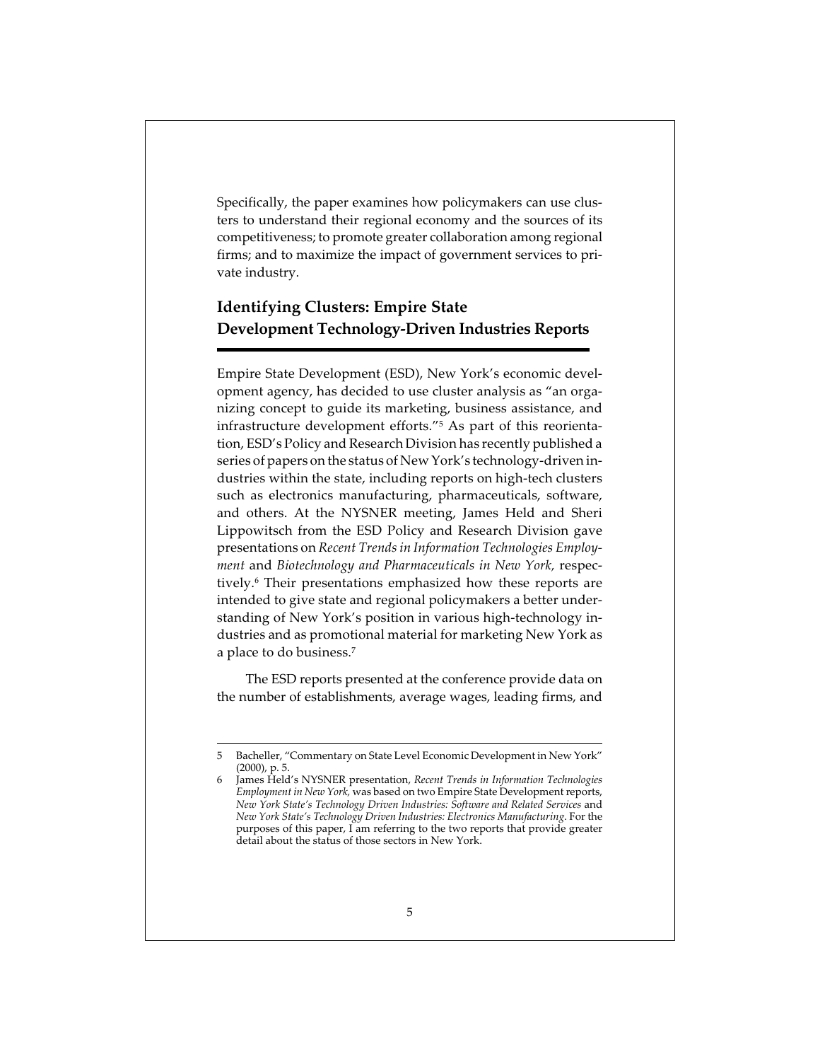Specifically, the paper examines how policymakers can use clusters to understand their regional economy and the sources of its competitiveness; to promote greater collaboration among regional firms; and to maximize the impact of government services to private industry.

## Identifying Clusters: Empire State Development Technology-Driven Industries Reports

Empire State Development (ESD), New York's economic development agency, has decided to use cluster analysis as "an organizing concept to guide its marketing, business assistance, and infrastructure development efforts."[5] As part of this reorientation, ESD's Policy and Research Division has recently published a series of papers on the status of New York's technology-driven industries within the state, including reports on high-tech clusters such as electronics manufacturing, pharmaceuticals, software, and others. At the NYSNER meeting, James Held and Sheri Lippowitsch from the ESD Policy and Research Division gave presentations on *Recent Trends in Information Technologies Employment* and *Biotechnology and Pharmaceuticals in New York*, respectively.[6] Their presentations emphasized how these reports are intended to give state and regional policymakers a better understanding of New York's position in various high-technology industries and as promotional material for marketing New York as a place to do business.[7]

The ESD reports presented at the conference provide data on the number of establishments, average wages, leading firms, and

---

5 Bacheller, "Commentary on State Level Economic Development in New York" (2000), p. 5.

6 James Held's NYSNER presentation, *Recent Trends in Information Technologies Employment in New York*, was based on two Empire State Development reports, *New York State's Technology Driven Industries: Software and Related Services* and *New York State's Technology Driven Industries: Electronics Manufacturing*. For the purposes of this paper, I am referring to the two reports that provide greater detail about the status of those sectors in New York.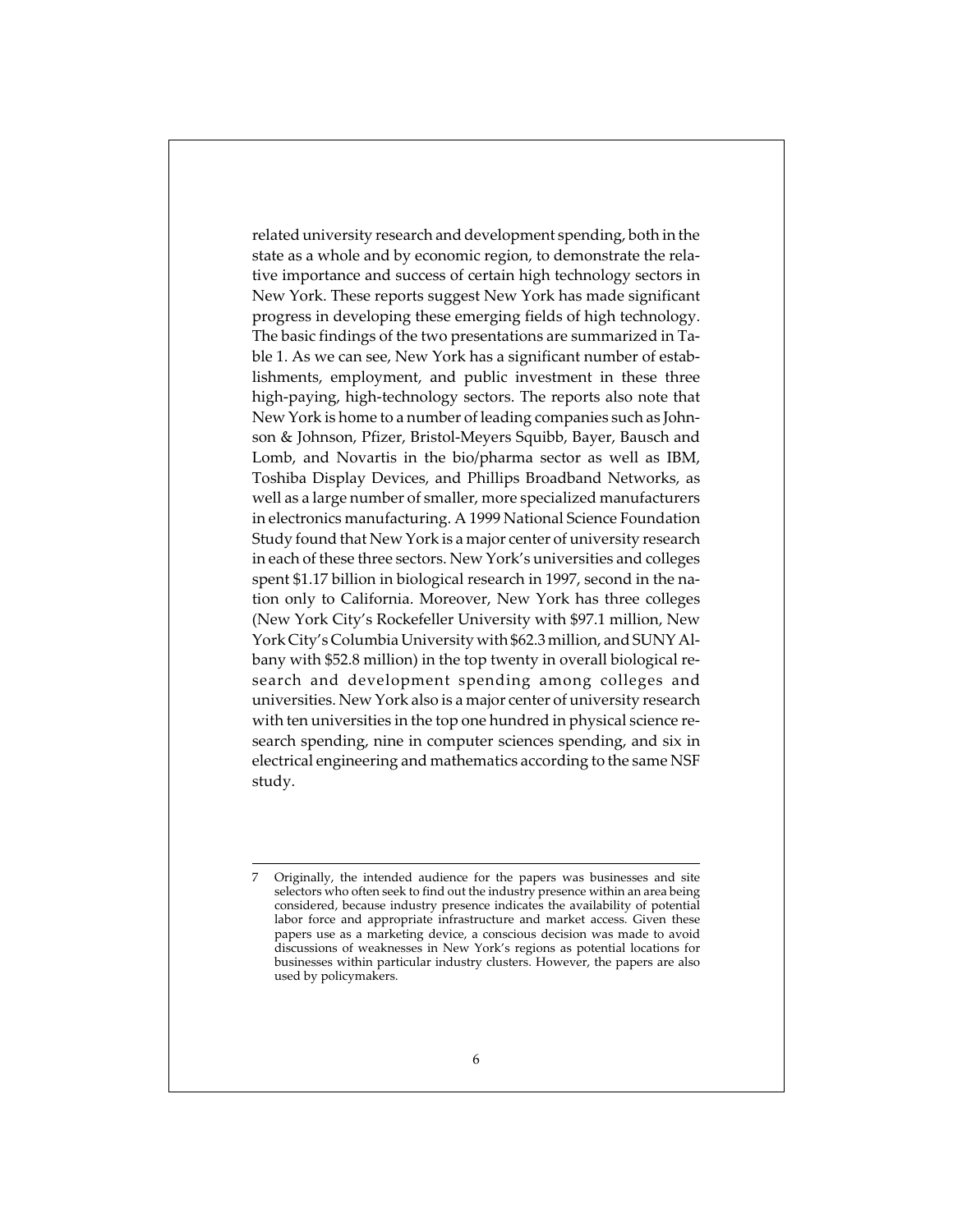related university research and development spending, both in the state as a whole and by economic region, to demonstrate the relative importance and success of certain high technology sectors in New York. These reports suggest New York has made significant progress in developing these emerging fields of high technology. The basic findings of the two presentations are summarized in Table 1. As we can see, New York has a significant number of establishments, employment, and public investment in these three high-paying, high-technology sectors. The reports also note that New York is home to a number of leading companies such as Johnson & Johnson, Pfizer, Bristol-Meyers Squibb, Bayer, Bausch and Lomb, and Novartis in the bio/pharma sector as well as IBM, Toshiba Display Devices, and Phillips Broadband Networks, as well as a large number of smaller, more specialized manufacturers in electronics manufacturing. A 1999 National Science Foundation Study found that New York is a major center of university research in each of these three sectors. New York's universities and colleges spent $1.17 billion in biological research in 1997, second in the nation only to California. Moreover, New York has three colleges (New York City's Rockefeller University with $97.1 million, New York City's Columbia University with $62.3 million, and SUNY Albany with $52.8 million) in the top twenty in overall biological research and development spending among colleges and universities. New York also is a major center of university research with ten universities in the top one hundred in physical science research spending, nine in computer sciences spending, and six in electrical engineering and mathematics according to the same NSF study.

---

7 Originally, the intended audience for the papers was businesses and site selectors who often seek to find out the industry presence within an area being considered, because industry presence indicates the availability of potential labor force and appropriate infrastructure and market access. Given these papers use as a marketing device, a conscious decision was made to avoid discussions of weaknesses in New York's regions as potential locations for businesses within particular industry clusters. However, the papers are also used by policymakers.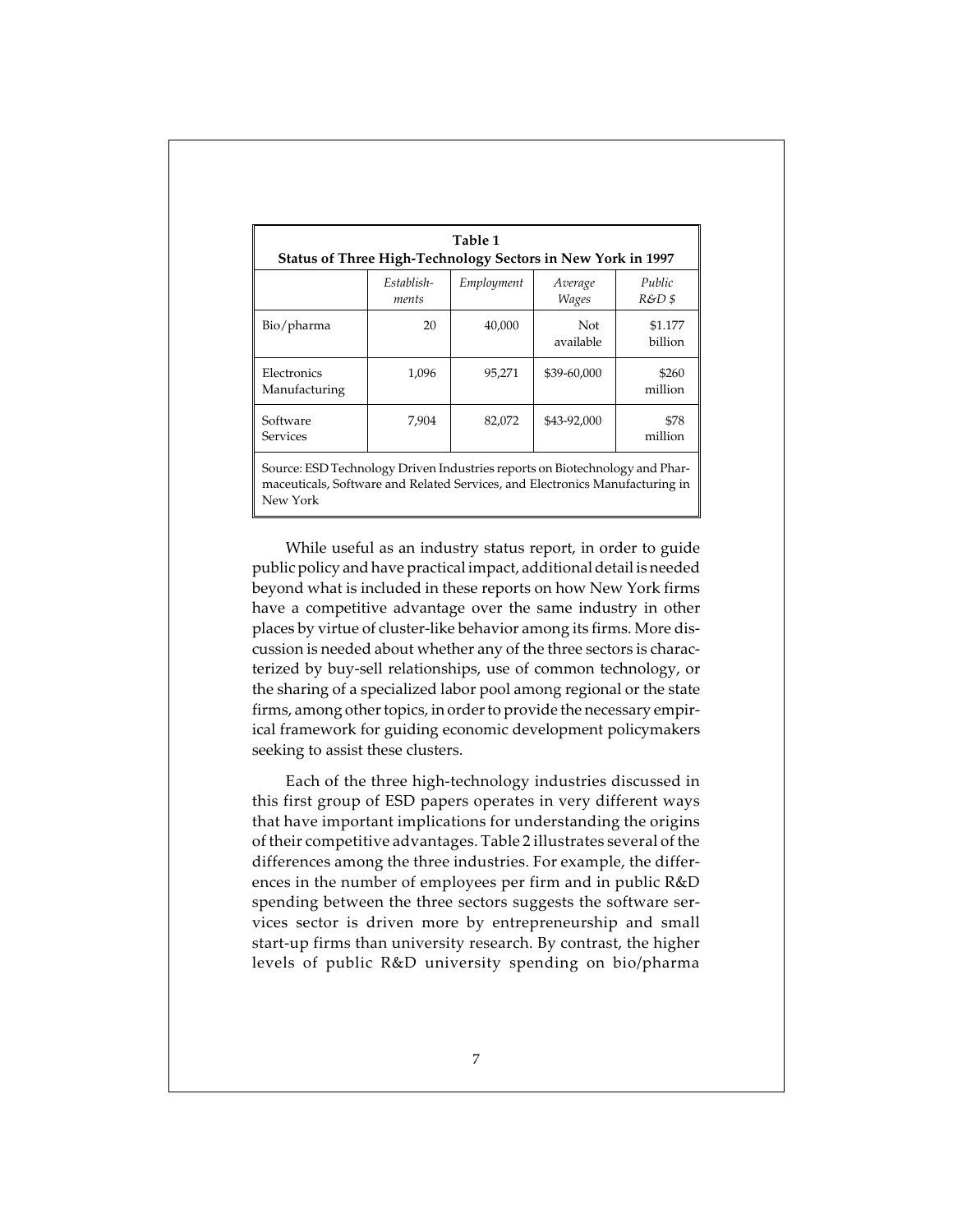**Table 1**
**Status of Three High-Technology Sectors in New York in 1997**

| | *Establishments* | *Employment* | *Average Wages* | *Public R&D $* |
|---|---|---|---|---|
| Bio/pharma | 20 | 40,000 | Not available | $1.177 billion |
| Electronics Manufacturing | 1,096 | 95,271 | $39-60,000 | $260 million |
| Software Services | 7,904 | 82,072 | $43-92,000 | $78 million |

Source: ESD Technology Driven Industries reports on Biotechnology and Pharmaceuticals, Software and Related Services, and Electronics Manufacturing in New York

While useful as an industry status report, in order to guide public policy and have practical impact, additional detail is needed beyond what is included in these reports on how New York firms have a competitive advantage over the same industry in other places by virtue of cluster-like behavior among its firms. More discussion is needed about whether any of the three sectors is characterized by buy-sell relationships, use of common technology, or the sharing of a specialized labor pool among regional or the state firms, among other topics, in order to provide the necessary empirical framework for guiding economic development policymakers seeking to assist these clusters.

Each of the three high-technology industries discussed in this first group of ESD papers operates in very different ways that have important implications for understanding the origins of their competitive advantages. Table 2 illustrates several of the differences among the three industries. For example, the differences in the number of employees per firm and in public R&D spending between the three sectors suggests the software services sector is driven more by entrepreneurship and small start-up firms than university research. By contrast, the higher levels of public R&D university spending on bio/pharma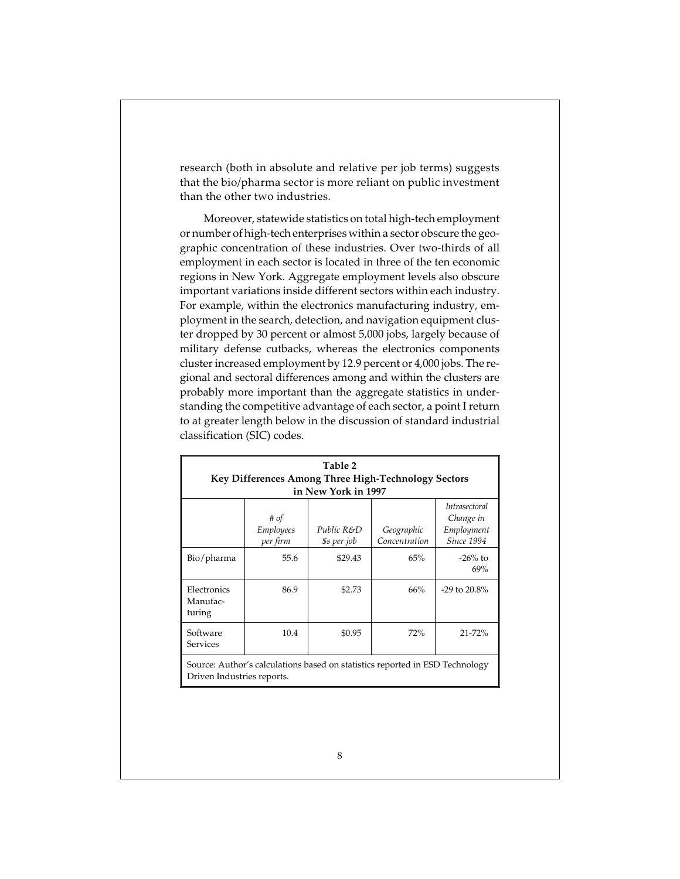research (both in absolute and relative per job terms) suggests that the bio/pharma sector is more reliant on public investment than the other two industries.

Moreover, statewide statistics on total high-tech employment or number of high-tech enterprises within a sector obscure the geographic concentration of these industries. Over two-thirds of all employment in each sector is located in three of the ten economic regions in New York. Aggregate employment levels also obscure important variations inside different sectors within each industry. For example, within the electronics manufacturing industry, employment in the search, detection, and navigation equipment cluster dropped by 30 percent or almost 5,000 jobs, largely because of military defense cutbacks, whereas the electronics components cluster increased employment by 12.9 percent or 4,000 jobs. The regional and sectoral differences among and within the clusters are probably more important than the aggregate statistics in understanding the competitive advantage of each sector, a point I return to at greater length below in the discussion of standard industrial classification (SIC) codes.

**Table 2**
**Key Differences Among Three High-Technology Sectors in New York in 1997**

| | *# of Employees per firm* | *Public R&D $s per job* | *Geographic Concentration* | *Intrasectoral Change in Employment Since 1994* |
|---|---|---|---|---|
| Bio/pharma | 55.6 | $29.43 | 65% | -26% to 69% |
| Electronics Manufacturing | 86.9 | $2.73 | 66% | -29 to 20.8% |
| Software Services | 10.4 | $0.95 | 72% | 21-72% |

Source: Author's calculations based on statistics reported in ESD Technology Driven Industries reports.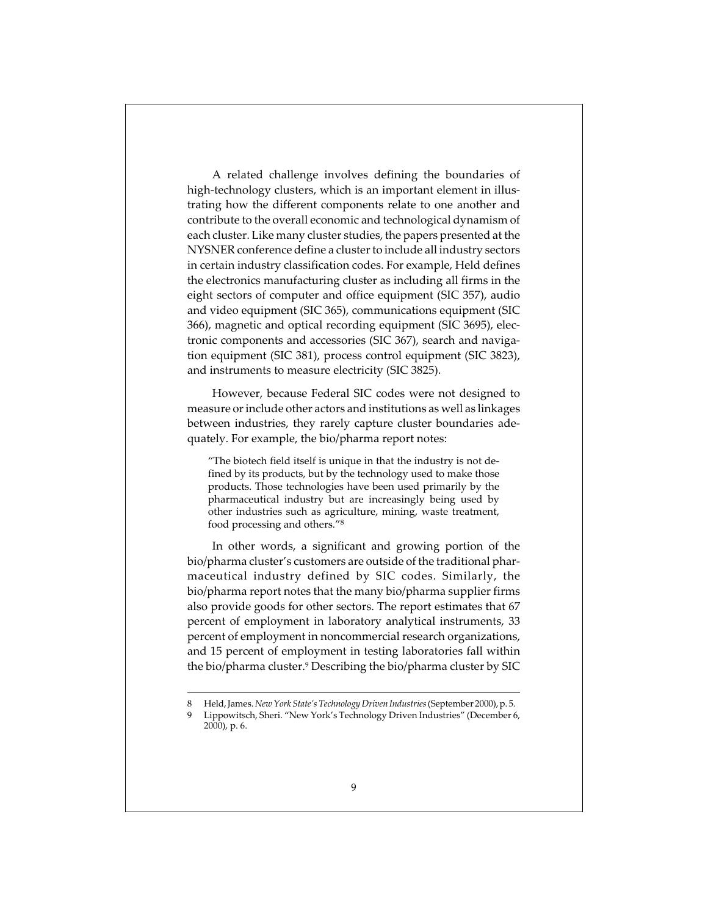A related challenge involves defining the boundaries of high-technology clusters, which is an important element in illustrating how the different components relate to one another and contribute to the overall economic and technological dynamism of each cluster. Like many cluster studies, the papers presented at the NYSNER conference define a cluster to include all industry sectors in certain industry classification codes. For example, Held defines the electronics manufacturing cluster as including all firms in the eight sectors of computer and office equipment (SIC 357), audio and video equipment (SIC 365), communications equipment (SIC 366), magnetic and optical recording equipment (SIC 3695), electronic components and accessories (SIC 367), search and navigation equipment (SIC 381), process control equipment (SIC 3823), and instruments to measure electricity (SIC 3825).

However, because Federal SIC codes were not designed to measure or include other actors and institutions as well as linkages between industries, they rarely capture cluster boundaries adequately. For example, the bio/pharma report notes:

> "The biotech field itself is unique in that the industry is not defined by its products, but by the technology used to make those products. Those technologies have been used primarily by the pharmaceutical industry but are increasingly being used by other industries such as agriculture, mining, waste treatment, food processing and others."[8]

In other words, a significant and growing portion of the bio/pharma cluster's customers are outside of the traditional pharmaceutical industry defined by SIC codes. Similarly, the bio/pharma report notes that the many bio/pharma supplier firms also provide goods for other sectors. The report estimates that 67 percent of employment in laboratory analytical instruments, 33 percent of employment in noncommercial research organizations, and 15 percent of employment in testing laboratories fall within the bio/pharma cluster.[9] Describing the bio/pharma cluster by SIC

---

8 Held, James. *New York State's Technology Driven Industries* (September 2000), p. 5.

9 Lippowitsch, Sheri. "New York's Technology Driven Industries" (December 6, 2000), p. 6.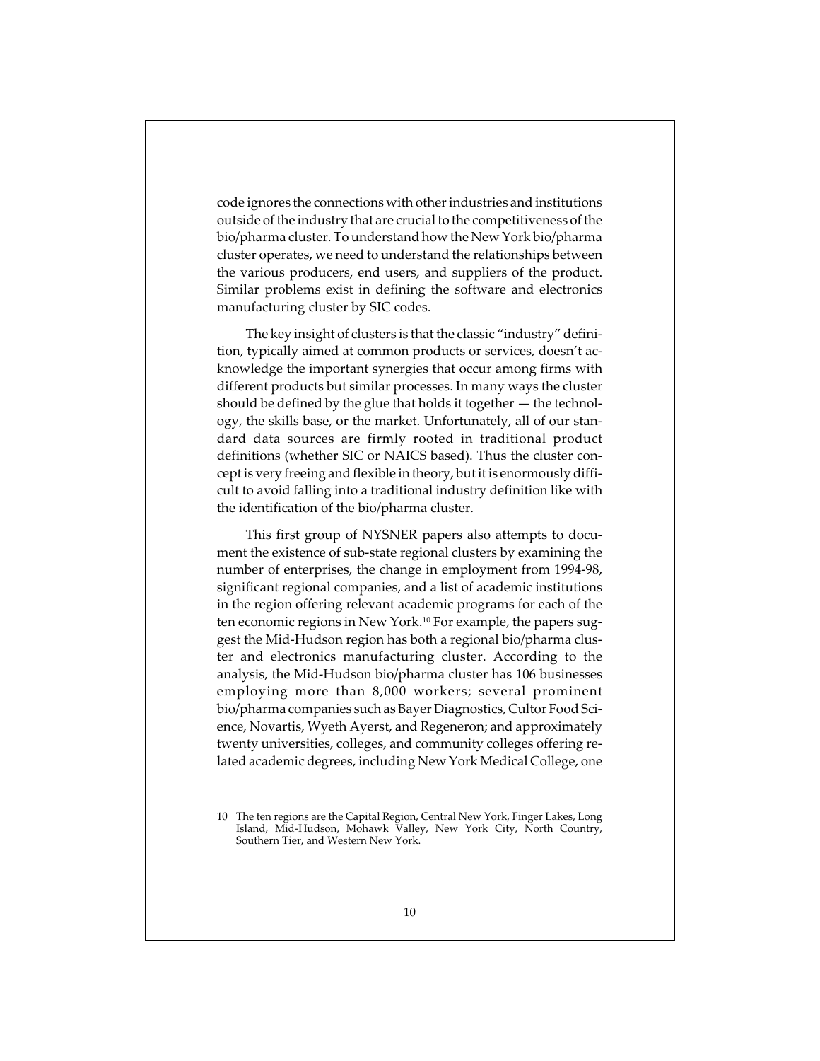code ignores the connections with other industries and institutions outside of the industry that are crucial to the competitiveness of the bio/pharma cluster. To understand how the New York bio/pharma cluster operates, we need to understand the relationships between the various producers, end users, and suppliers of the product. Similar problems exist in defining the software and electronics manufacturing cluster by SIC codes.

The key insight of clusters is that the classic "industry" definition, typically aimed at common products or services, doesn't acknowledge the important synergies that occur among firms with different products but similar processes. In many ways the cluster should be defined by the glue that holds it together — the technology, the skills base, or the market. Unfortunately, all of our standard data sources are firmly rooted in traditional product definitions (whether SIC or NAICS based). Thus the cluster concept is very freeing and flexible in theory, but it is enormously difficult to avoid falling into a traditional industry definition like with the identification of the bio/pharma cluster.

This first group of NYSNER papers also attempts to document the existence of sub-state regional clusters by examining the number of enterprises, the change in employment from 1994-98, significant regional companies, and a list of academic institutions in the region offering relevant academic programs for each of the ten economic regions in New York.[10] For example, the papers suggest the Mid-Hudson region has both a regional bio/pharma cluster and electronics manufacturing cluster. According to the analysis, the Mid-Hudson bio/pharma cluster has 106 businesses employing more than 8,000 workers; several prominent bio/pharma companies such as Bayer Diagnostics, Cultor Food Science, Novartis, Wyeth Ayerst, and Regeneron; and approximately twenty universities, colleges, and community colleges offering related academic degrees, including New York Medical College, one

---

10 The ten regions are the Capital Region, Central New York, Finger Lakes, Long Island, Mid-Hudson, Mohawk Valley, New York City, North Country, Southern Tier, and Western New York.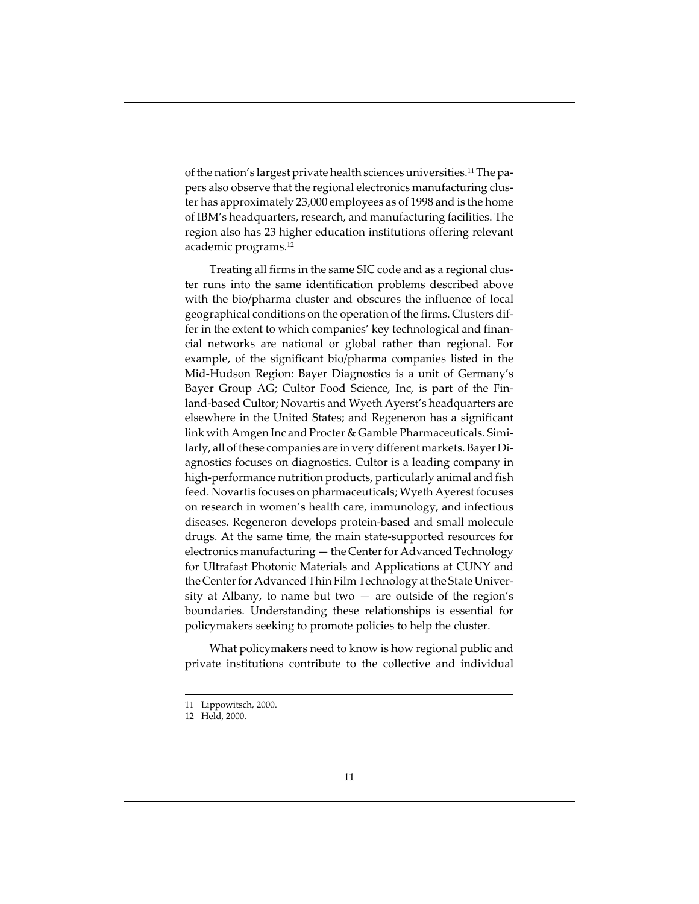of the nation's largest private health sciences universities.[11] The papers also observe that the regional electronics manufacturing cluster has approximately 23,000 employees as of 1998 and is the home of IBM's headquarters, research, and manufacturing facilities. The region also has 23 higher education institutions offering relevant academic programs.[12]

Treating all firms in the same SIC code and as a regional cluster runs into the same identification problems described above with the bio/pharma cluster and obscures the influence of local geographical conditions on the operation of the firms. Clusters differ in the extent to which companies' key technological and financial networks are national or global rather than regional. For example, of the significant bio/pharma companies listed in the Mid-Hudson Region: Bayer Diagnostics is a unit of Germany's Bayer Group AG; Cultor Food Science, Inc, is part of the Finland-based Cultor; Novartis and Wyeth Ayerst's headquarters are elsewhere in the United States; and Regeneron has a significant link with Amgen Inc and Procter & Gamble Pharmaceuticals. Similarly, all of these companies are in very different markets. Bayer Diagnostics focuses on diagnostics. Cultor is a leading company in high-performance nutrition products, particularly animal and fish feed. Novartis focuses on pharmaceuticals; Wyeth Ayerest focuses on research in women's health care, immunology, and infectious diseases. Regeneron develops protein-based and small molecule drugs. At the same time, the main state-supported resources for electronics manufacturing — the Center for Advanced Technology for Ultrafast Photonic Materials and Applications at CUNY and the Center for Advanced Thin Film Technology at the State University at Albany, to name but two — are outside of the region's boundaries. Understanding these relationships is essential for policymakers seeking to promote policies to help the cluster.

What policymakers need to know is how regional public and private institutions contribute to the collective and individual

---

11 Lippowitsch, 2000.

12 Held, 2000.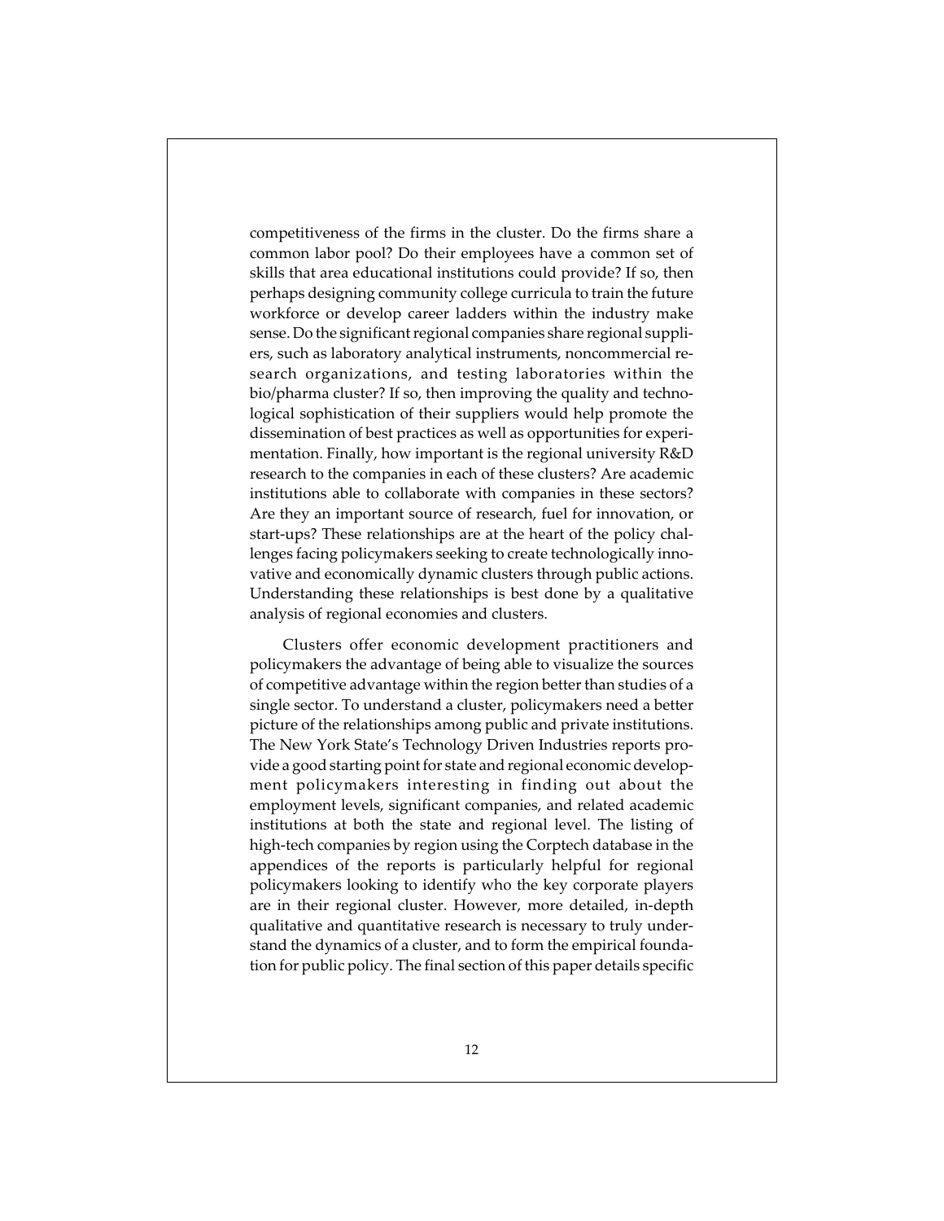competitiveness of the firms in the cluster. Do the firms share a common labor pool? Do their employees have a common set of skills that area educational institutions could provide? If so, then perhaps designing community college curricula to train the future workforce or develop career ladders within the industry make sense. Do the significant regional companies share regional suppliers, such as laboratory analytical instruments, noncommercial research organizations, and testing laboratories within the bio/pharma cluster? If so, then improving the quality and technological sophistication of their suppliers would help promote the dissemination of best practices as well as opportunities for experimentation. Finally, how important is the regional university R&D research to the companies in each of these clusters? Are academic institutions able to collaborate with companies in these sectors? Are they an important source of research, fuel for innovation, or start-ups? These relationships are at the heart of the policy challenges facing policymakers seeking to create technologically innovative and economically dynamic clusters through public actions. Understanding these relationships is best done by a qualitative analysis of regional economies and clusters.

Clusters offer economic development practitioners and policymakers the advantage of being able to visualize the sources of competitive advantage within the region better than studies of a single sector. To understand a cluster, policymakers need a better picture of the relationships among public and private institutions. The New York State's Technology Driven Industries reports provide a good starting point for state and regional economic development policymakers interesting in finding out about the employment levels, significant companies, and related academic institutions at both the state and regional level. The listing of high-tech companies by region using the Corptech database in the appendices of the reports is particularly helpful for regional policymakers looking to identify who the key corporate players are in their regional cluster. However, more detailed, in-depth qualitative and quantitative research is necessary to truly understand the dynamics of a cluster, and to form the empirical foundation for public policy. The final section of this paper details specific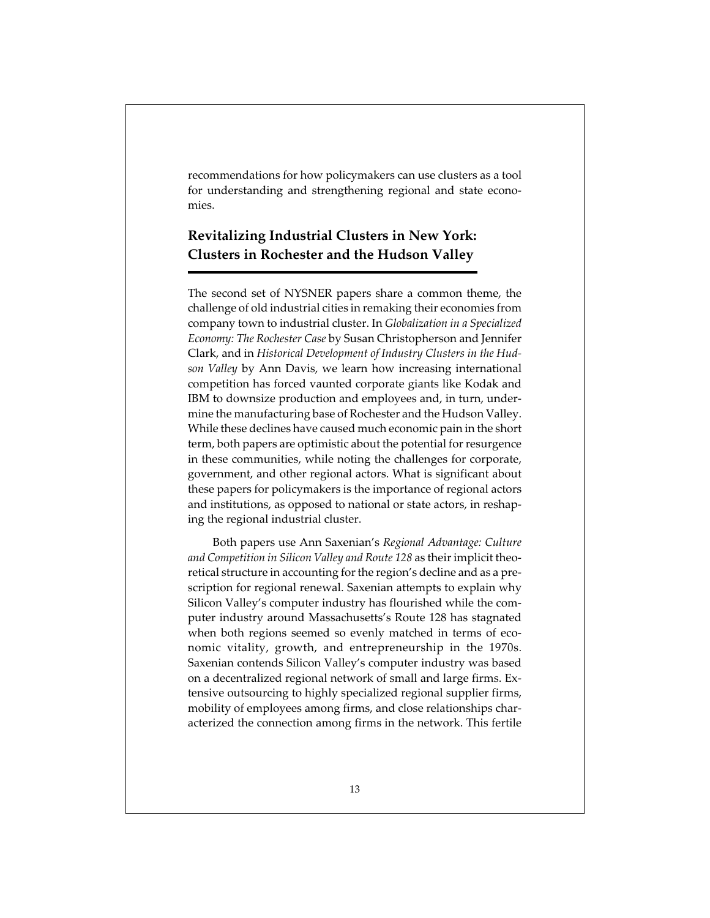recommendations for how policymakers can use clusters as a tool for understanding and strengthening regional and state economies.

## Revitalizing Industrial Clusters in New York: Clusters in Rochester and the Hudson Valley

The second set of NYSNER papers share a common theme, the challenge of old industrial cities in remaking their economies from company town to industrial cluster. In *Globalization in a Specialized Economy: The Rochester Case* by Susan Christopherson and Jennifer Clark, and in *Historical Development of Industry Clusters in the Hudson Valley* by Ann Davis, we learn how increasing international competition has forced vaunted corporate giants like Kodak and IBM to downsize production and employees and, in turn, undermine the manufacturing base of Rochester and the Hudson Valley. While these declines have caused much economic pain in the short term, both papers are optimistic about the potential for resurgence in these communities, while noting the challenges for corporate, government, and other regional actors. What is significant about these papers for policymakers is the importance of regional actors and institutions, as opposed to national or state actors, in reshaping the regional industrial cluster.

Both papers use Ann Saxenian's *Regional Advantage: Culture and Competition in Silicon Valley and Route 128* as their implicit theoretical structure in accounting for the region's decline and as a prescription for regional renewal. Saxenian attempts to explain why Silicon Valley's computer industry has flourished while the computer industry around Massachusetts's Route 128 has stagnated when both regions seemed so evenly matched in terms of economic vitality, growth, and entrepreneurship in the 1970s. Saxenian contends Silicon Valley's computer industry was based on a decentralized regional network of small and large firms. Extensive outsourcing to highly specialized regional supplier firms, mobility of employees among firms, and close relationships characterized the connection among firms in the network. This fertile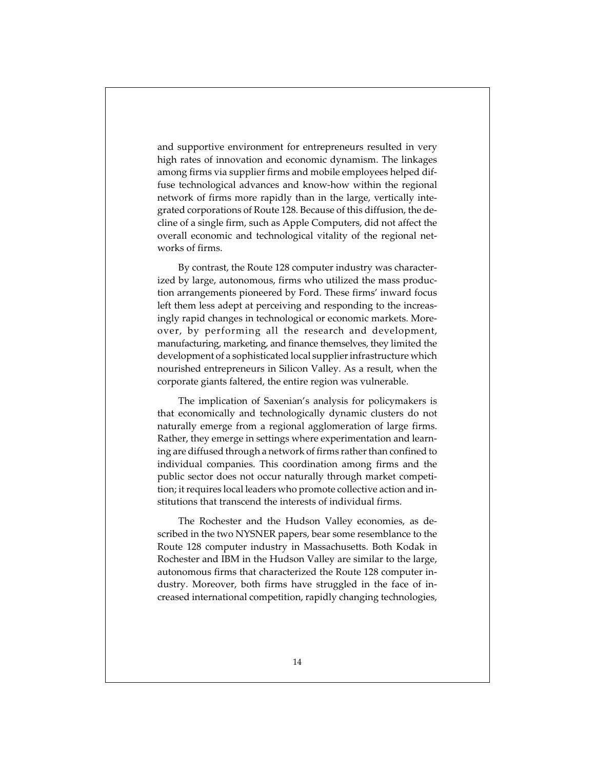and supportive environment for entrepreneurs resulted in very high rates of innovation and economic dynamism. The linkages among firms via supplier firms and mobile employees helped diffuse technological advances and know-how within the regional network of firms more rapidly than in the large, vertically integrated corporations of Route 128. Because of this diffusion, the decline of a single firm, such as Apple Computers, did not affect the overall economic and technological vitality of the regional networks of firms.

By contrast, the Route 128 computer industry was characterized by large, autonomous, firms who utilized the mass production arrangements pioneered by Ford. These firms' inward focus left them less adept at perceiving and responding to the increasingly rapid changes in technological or economic markets. Moreover, by performing all the research and development, manufacturing, marketing, and finance themselves, they limited the development of a sophisticated local supplier infrastructure which nourished entrepreneurs in Silicon Valley. As a result, when the corporate giants faltered, the entire region was vulnerable.

The implication of Saxenian's analysis for policymakers is that economically and technologically dynamic clusters do not naturally emerge from a regional agglomeration of large firms. Rather, they emerge in settings where experimentation and learning are diffused through a network of firms rather than confined to individual companies. This coordination among firms and the public sector does not occur naturally through market competition; it requires local leaders who promote collective action and institutions that transcend the interests of individual firms.

The Rochester and the Hudson Valley economies, as described in the two NYSNER papers, bear some resemblance to the Route 128 computer industry in Massachusetts. Both Kodak in Rochester and IBM in the Hudson Valley are similar to the large, autonomous firms that characterized the Route 128 computer industry. Moreover, both firms have struggled in the face of increased international competition, rapidly changing technologies,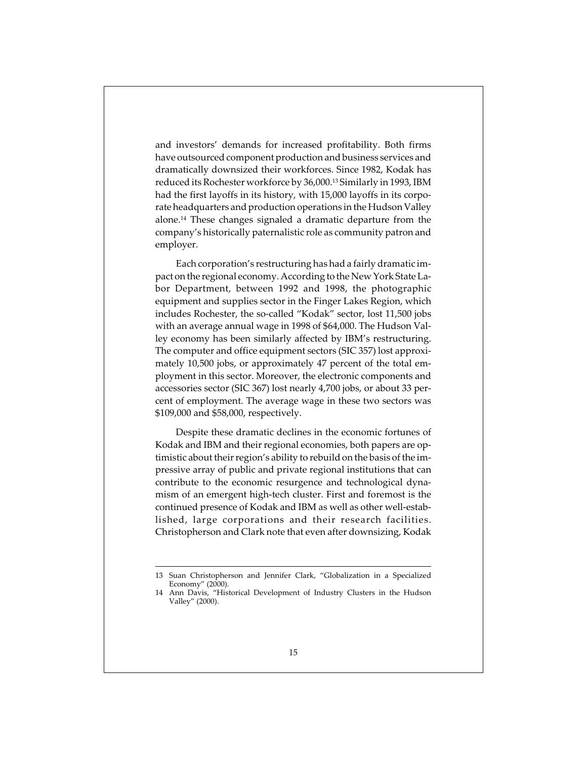and investors' demands for increased profitability. Both firms have outsourced component production and business services and dramatically downsized their workforces. Since 1982, Kodak has reduced its Rochester workforce by 36,000.[13] Similarly in 1993, IBM had the first layoffs in its history, with 15,000 layoffs in its corporate headquarters and production operations in the Hudson Valley alone.[14] These changes signaled a dramatic departure from the company's historically paternalistic role as community patron and employer.

Each corporation's restructuring has had a fairly dramatic impact on the regional economy. According to the New York State Labor Department, between 1992 and 1998, the photographic equipment and supplies sector in the Finger Lakes Region, which includes Rochester, the so-called "Kodak" sector, lost 11,500 jobs with an average annual wage in 1998 of $64,000. The Hudson Valley economy has been similarly affected by IBM's restructuring. The computer and office equipment sectors (SIC 357) lost approximately 10,500 jobs, or approximately 47 percent of the total employment in this sector. Moreover, the electronic components and accessories sector (SIC 367) lost nearly 4,700 jobs, or about 33 percent of employment. The average wage in these two sectors was $109,000 and $58,000, respectively.

Despite these dramatic declines in the economic fortunes of Kodak and IBM and their regional economies, both papers are optimistic about their region's ability to rebuild on the basis of the impressive array of public and private regional institutions that can contribute to the economic resurgence and technological dynamism of an emergent high-tech cluster. First and foremost is the continued presence of Kodak and IBM as well as other well-established, large corporations and their research facilities. Christopherson and Clark note that even after downsizing, Kodak

---

13 Suan Christopherson and Jennifer Clark, "Globalization in a Specialized Economy" (2000).

14 Ann Davis, "Historical Development of Industry Clusters in the Hudson Valley" (2000).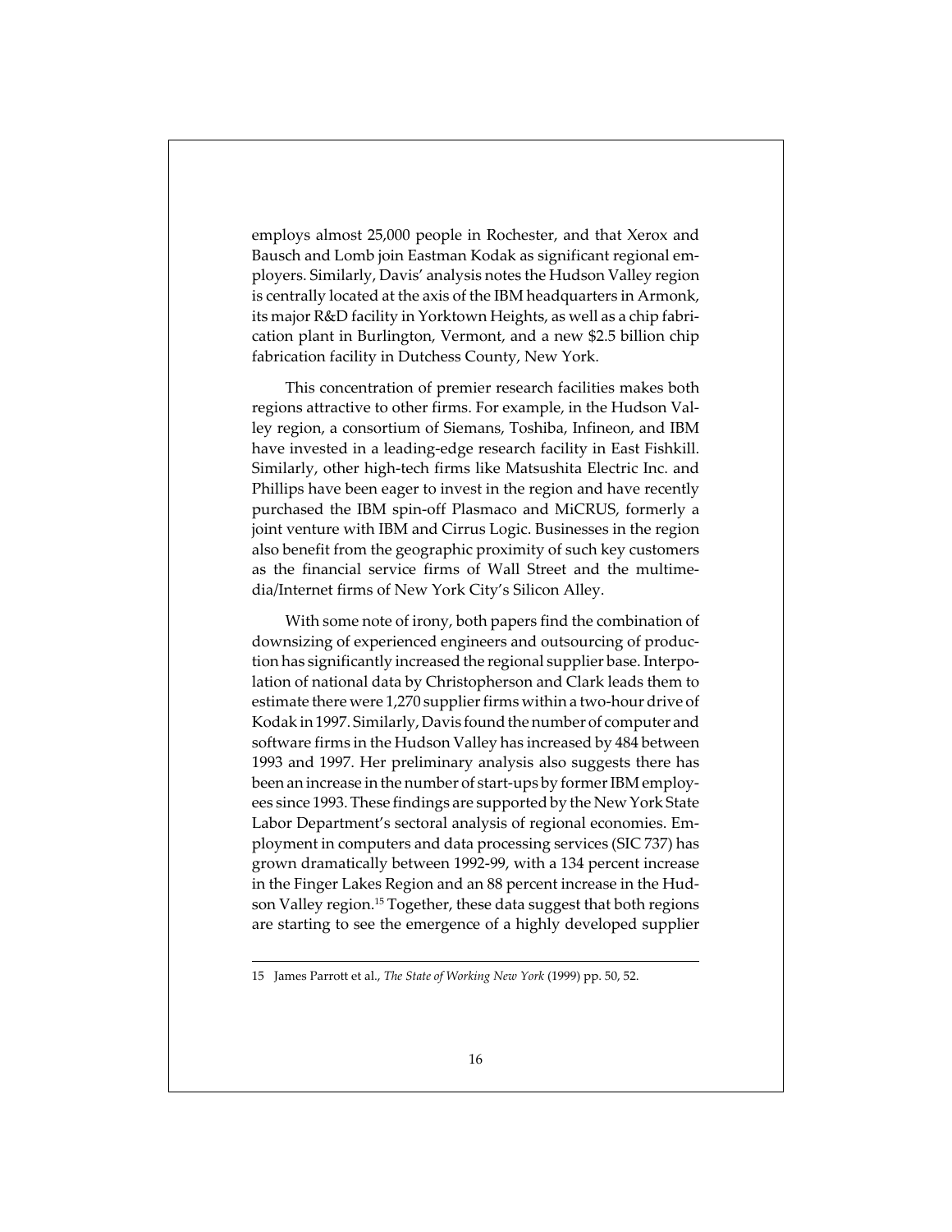employs almost 25,000 people in Rochester, and that Xerox and Bausch and Lomb join Eastman Kodak as significant regional employers. Similarly, Davis' analysis notes the Hudson Valley region is centrally located at the axis of the IBM headquarters in Armonk, its major R&D facility in Yorktown Heights, as well as a chip fabrication plant in Burlington, Vermont, and a new $2.5 billion chip fabrication facility in Dutchess County, New York.

This concentration of premier research facilities makes both regions attractive to other firms. For example, in the Hudson Valley region, a consortium of Siemans, Toshiba, Infineon, and IBM have invested in a leading-edge research facility in East Fishkill. Similarly, other high-tech firms like Matsushita Electric Inc. and Phillips have been eager to invest in the region and have recently purchased the IBM spin-off Plasmaco and MiCRUS, formerly a joint venture with IBM and Cirrus Logic. Businesses in the region also benefit from the geographic proximity of such key customers as the financial service firms of Wall Street and the multimedia/Internet firms of New York City's Silicon Alley.

With some note of irony, both papers find the combination of downsizing of experienced engineers and outsourcing of production has significantly increased the regional supplier base. Interpolation of national data by Christopherson and Clark leads them to estimate there were 1,270 supplier firms within a two-hour drive of Kodak in 1997. Similarly, Davis found the number of computer and software firms in the Hudson Valley has increased by 484 between 1993 and 1997. Her preliminary analysis also suggests there has been an increase in the number of start-ups by former IBM employees since 1993. These findings are supported by the New York State Labor Department's sectoral analysis of regional economies. Employment in computers and data processing services (SIC 737) has grown dramatically between 1992-99, with a 134 percent increase in the Finger Lakes Region and an 88 percent increase in the Hudson Valley region.[15] Together, these data suggest that both regions are starting to see the emergence of a highly developed supplier

---

15 James Parrott et al., *The State of Working New York* (1999) pp. 50, 52.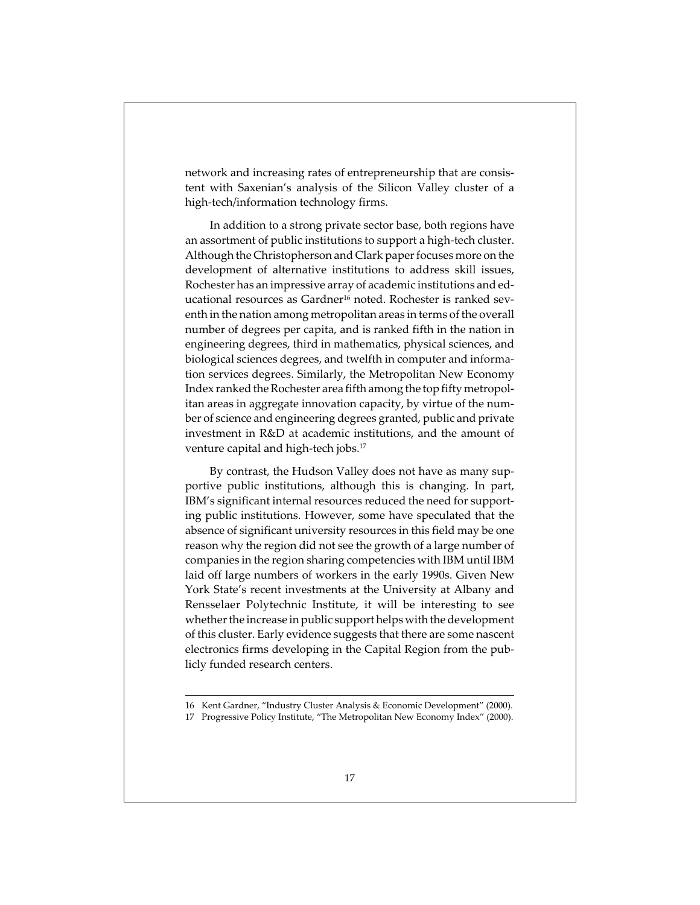network and increasing rates of entrepreneurship that are consistent with Saxenian's analysis of the Silicon Valley cluster of a high-tech/information technology firms.

In addition to a strong private sector base, both regions have an assortment of public institutions to support a high-tech cluster. Although the Christopherson and Clark paper focuses more on the development of alternative institutions to address skill issues, Rochester has an impressive array of academic institutions and educational resources as Gardner[16] noted. Rochester is ranked seventh in the nation among metropolitan areas in terms of the overall number of degrees per capita, and is ranked fifth in the nation in engineering degrees, third in mathematics, physical sciences, and biological sciences degrees, and twelfth in computer and information services degrees. Similarly, the Metropolitan New Economy Index ranked the Rochester area fifth among the top fifty metropolitan areas in aggregate innovation capacity, by virtue of the number of science and engineering degrees granted, public and private investment in R&D at academic institutions, and the amount of venture capital and high-tech jobs.[17]

By contrast, the Hudson Valley does not have as many supportive public institutions, although this is changing. In part, IBM's significant internal resources reduced the need for supporting public institutions. However, some have speculated that the absence of significant university resources in this field may be one reason why the region did not see the growth of a large number of companies in the region sharing competencies with IBM until IBM laid off large numbers of workers in the early 1990s. Given New York State's recent investments at the University at Albany and Rensselaer Polytechnic Institute, it will be interesting to see whether the increase in public support helps with the development of this cluster. Early evidence suggests that there are some nascent electronics firms developing in the Capital Region from the publicly funded research centers.

---

16 Kent Gardner, "Industry Cluster Analysis & Economic Development" (2000).

17 Progressive Policy Institute, "The Metropolitan New Economy Index" (2000).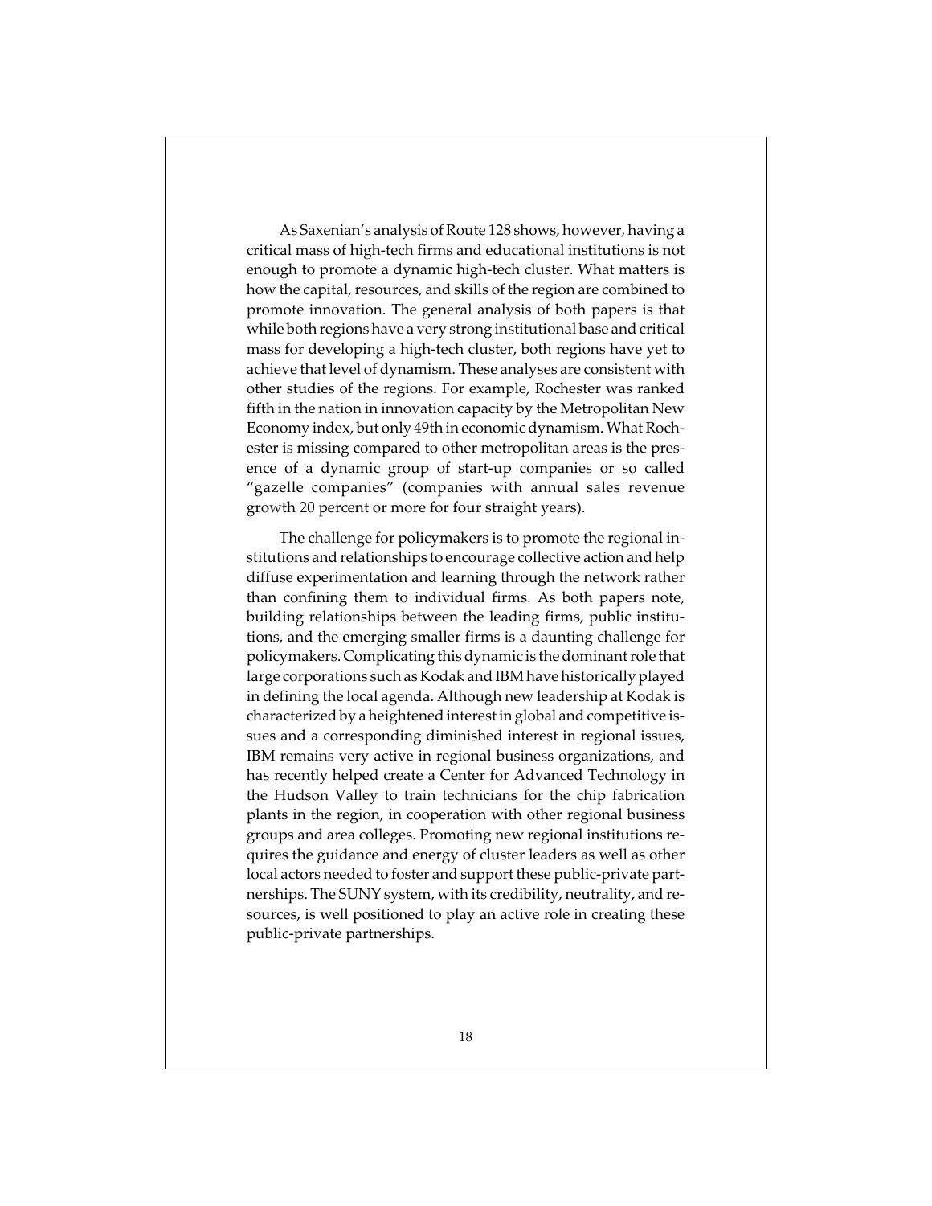As Saxenian's analysis of Route 128 shows, however, having a critical mass of high-tech firms and educational institutions is not enough to promote a dynamic high-tech cluster. What matters is how the capital, resources, and skills of the region are combined to promote innovation. The general analysis of both papers is that while both regions have a very strong institutional base and critical mass for developing a high-tech cluster, both regions have yet to achieve that level of dynamism. These analyses are consistent with other studies of the regions. For example, Rochester was ranked fifth in the nation in innovation capacity by the Metropolitan New Economy index, but only 49th in economic dynamism. What Rochester is missing compared to other metropolitan areas is the presence of a dynamic group of start-up companies or so called "gazelle companies" (companies with annual sales revenue growth 20 percent or more for four straight years).

The challenge for policymakers is to promote the regional institutions and relationships to encourage collective action and help diffuse experimentation and learning through the network rather than confining them to individual firms. As both papers note, building relationships between the leading firms, public institutions, and the emerging smaller firms is a daunting challenge for policymakers. Complicating this dynamic is the dominant role that large corporations such as Kodak and IBM have historically played in defining the local agenda. Although new leadership at Kodak is characterized by a heightened interest in global and competitive issues and a corresponding diminished interest in regional issues, IBM remains very active in regional business organizations, and has recently helped create a Center for Advanced Technology in the Hudson Valley to train technicians for the chip fabrication plants in the region, in cooperation with other regional business groups and area colleges. Promoting new regional institutions requires the guidance and energy of cluster leaders as well as other local actors needed to foster and support these public-private partnerships. The SUNY system, with its credibility, neutrality, and resources, is well positioned to play an active role in creating these public-private partnerships.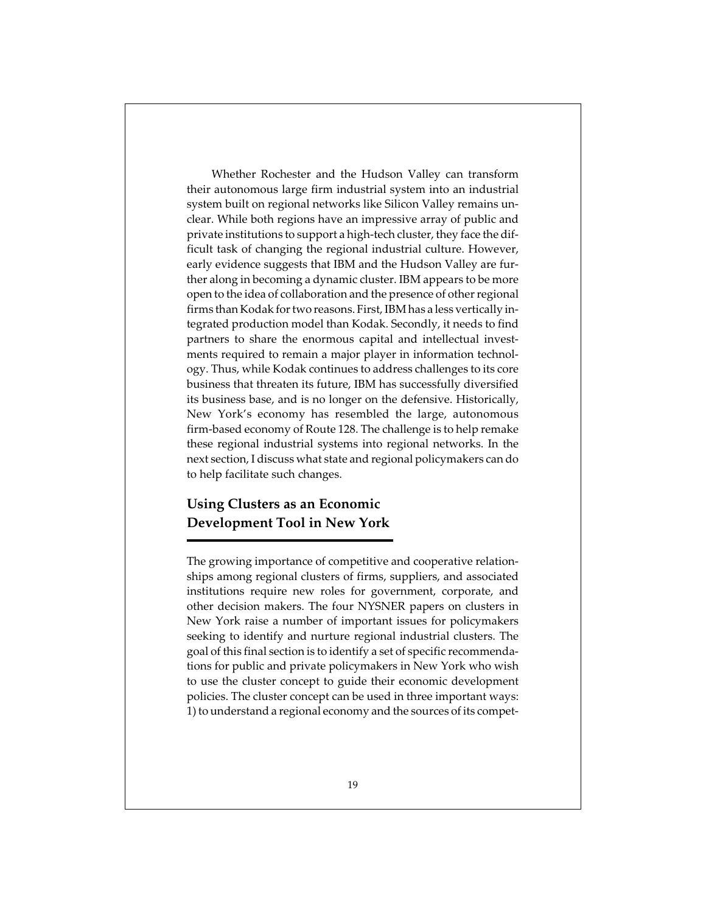Whether Rochester and the Hudson Valley can transform their autonomous large firm industrial system into an industrial system built on regional networks like Silicon Valley remains unclear. While both regions have an impressive array of public and private institutions to support a high-tech cluster, they face the difficult task of changing the regional industrial culture. However, early evidence suggests that IBM and the Hudson Valley are further along in becoming a dynamic cluster. IBM appears to be more open to the idea of collaboration and the presence of other regional firms than Kodak for two reasons. First, IBM has a less vertically integrated production model than Kodak. Secondly, it needs to find partners to share the enormous capital and intellectual investments required to remain a major player in information technology. Thus, while Kodak continues to address challenges to its core business that threaten its future, IBM has successfully diversified its business base, and is no longer on the defensive. Historically, New York's economy has resembled the large, autonomous firm-based economy of Route 128. The challenge is to help remake these regional industrial systems into regional networks. In the next section, I discuss what state and regional policymakers can do to help facilitate such changes.

## Using Clusters as an Economic Development Tool in New York

The growing importance of competitive and cooperative relationships among regional clusters of firms, suppliers, and associated institutions require new roles for government, corporate, and other decision makers. The four NYSNER papers on clusters in New York raise a number of important issues for policymakers seeking to identify and nurture regional industrial clusters. The goal of this final section is to identify a set of specific recommendations for public and private policymakers in New York who wish to use the cluster concept to guide their economic development policies. The cluster concept can be used in three important ways: 1) to understand a regional economy and the sources of its compet-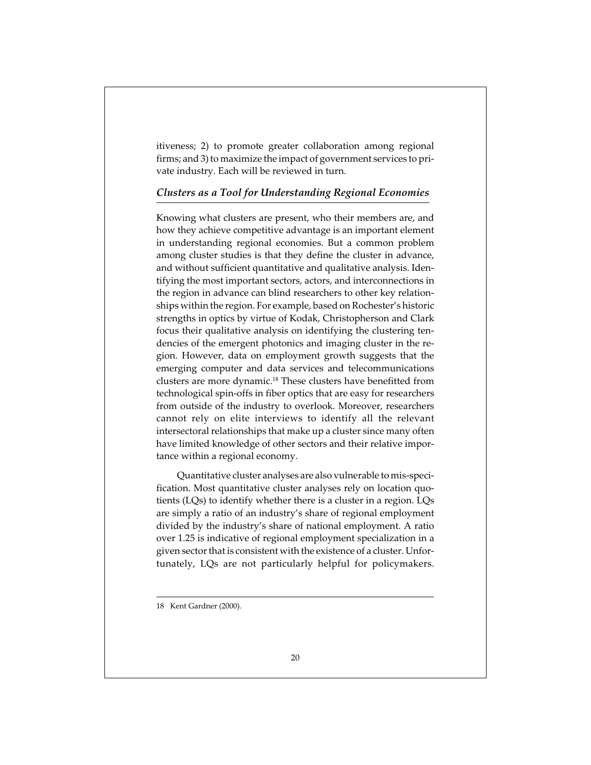itiveness; 2) to promote greater collaboration among regional firms; and 3) to maximize the impact of government services to private industry. Each will be reviewed in turn.

### *Clusters as a Tool for Understanding Regional Economies*

Knowing what clusters are present, who their members are, and how they achieve competitive advantage is an important element in understanding regional economies. But a common problem among cluster studies is that they define the cluster in advance, and without sufficient quantitative and qualitative analysis. Identifying the most important sectors, actors, and interconnections in the region in advance can blind researchers to other key relationships within the region. For example, based on Rochester's historic strengths in optics by virtue of Kodak, Christopherson and Clark focus their qualitative analysis on identifying the clustering tendencies of the emergent photonics and imaging cluster in the region. However, data on employment growth suggests that the emerging computer and data services and telecommunications clusters are more dynamic.[18] These clusters have benefitted from technological spin-offs in fiber optics that are easy for researchers from outside of the industry to overlook. Moreover, researchers cannot rely on elite interviews to identify all the relevant intersectoral relationships that make up a cluster since many often have limited knowledge of other sectors and their relative importance within a regional economy.

Quantitative cluster analyses are also vulnerable to mis-specification. Most quantitative cluster analyses rely on location quotients (LQs) to identify whether there is a cluster in a region. LQs are simply a ratio of an industry's share of regional employment divided by the industry's share of national employment. A ratio over 1.25 is indicative of regional employment specialization in a given sector that is consistent with the existence of a cluster. Unfortunately, LQs are not particularly helpful for policymakers.

---

18 Kent Gardner (2000).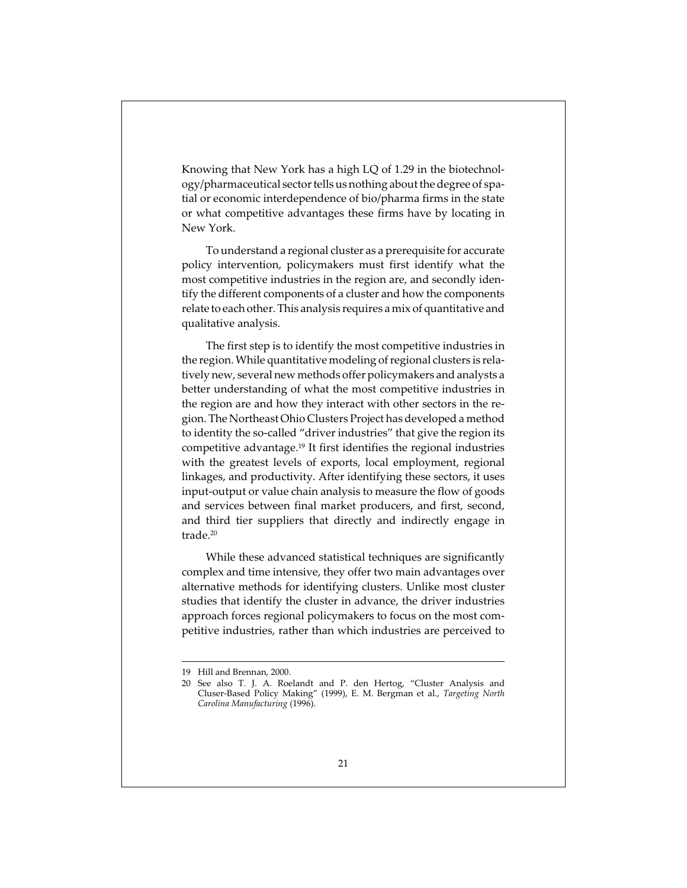Knowing that New York has a high LQ of 1.29 in the biotechnology/pharmaceutical sector tells us nothing about the degree of spatial or economic interdependence of bio/pharma firms in the state or what competitive advantages these firms have by locating in New York.

To understand a regional cluster as a prerequisite for accurate policy intervention, policymakers must first identify what the most competitive industries in the region are, and secondly identify the different components of a cluster and how the components relate to each other. This analysis requires a mix of quantitative and qualitative analysis.

The first step is to identify the most competitive industries in the region. While quantitative modeling of regional clusters is relatively new, several new methods offer policymakers and analysts a better understanding of what the most competitive industries in the region are and how they interact with other sectors in the region. The Northeast Ohio Clusters Project has developed a method to identity the so-called "driver industries" that give the region its competitive advantage.[19] It first identifies the regional industries with the greatest levels of exports, local employment, regional linkages, and productivity. After identifying these sectors, it uses input-output or value chain analysis to measure the flow of goods and services between final market producers, and first, second, and third tier suppliers that directly and indirectly engage in trade.[20]

While these advanced statistical techniques are significantly complex and time intensive, they offer two main advantages over alternative methods for identifying clusters. Unlike most cluster studies that identify the cluster in advance, the driver industries approach forces regional policymakers to focus on the most competitive industries, rather than which industries are perceived to

---

19 Hill and Brennan, 2000.

20 See also T. J. A. Roelandt and P. den Hertog, "Cluster Analysis and Cluser-Based Policy Making" (1999), E. M. Bergman et al., *Targeting North Carolina Manufacturing* (1996).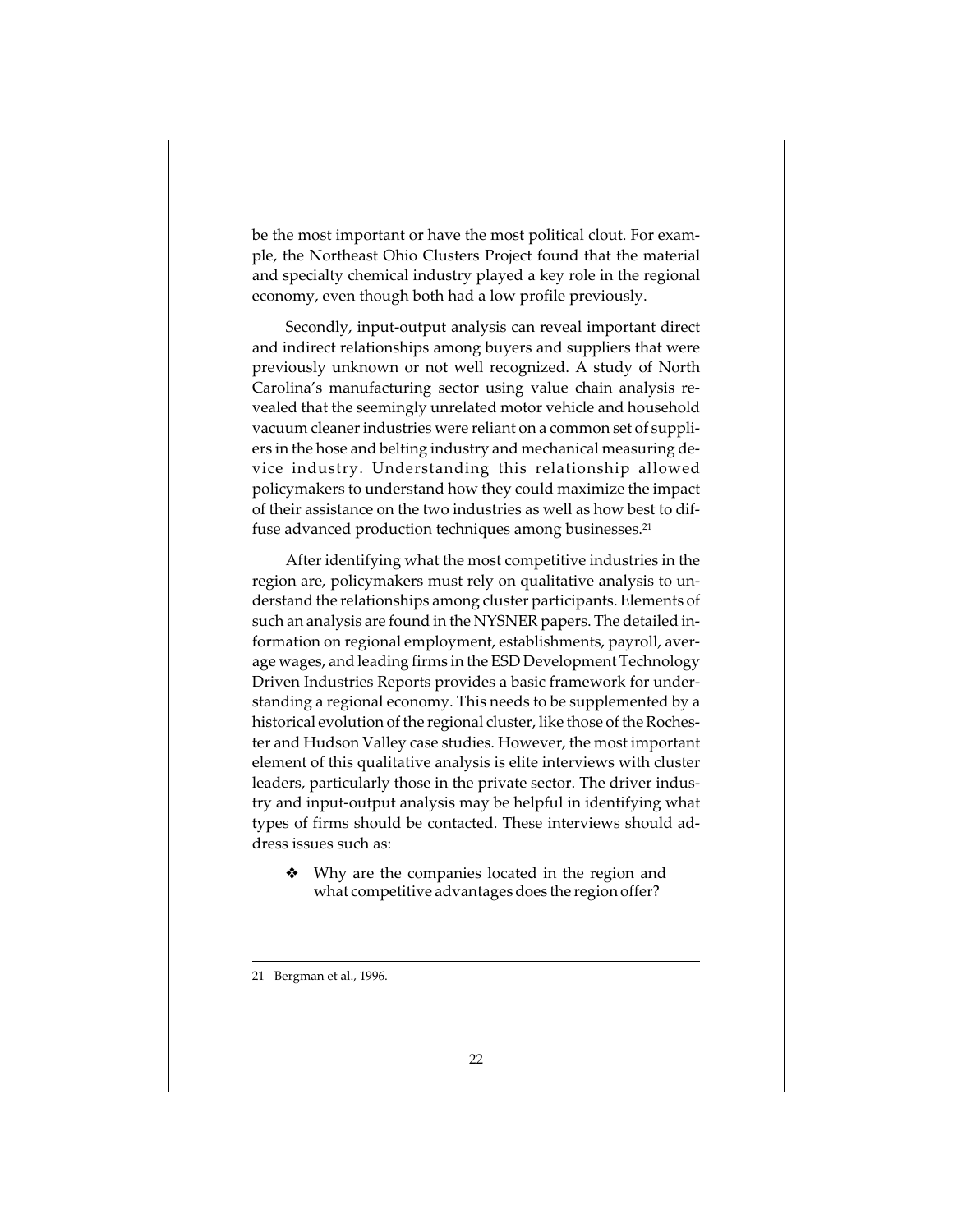be the most important or have the most political clout. For example, the Northeast Ohio Clusters Project found that the material and specialty chemical industry played a key role in the regional economy, even though both had a low profile previously.

Secondly, input-output analysis can reveal important direct and indirect relationships among buyers and suppliers that were previously unknown or not well recognized. A study of North Carolina's manufacturing sector using value chain analysis revealed that the seemingly unrelated motor vehicle and household vacuum cleaner industries were reliant on a common set of suppliers in the hose and belting industry and mechanical measuring device industry. Understanding this relationship allowed policymakers to understand how they could maximize the impact of their assistance on the two industries as well as how best to diffuse advanced production techniques among businesses.[21]

After identifying what the most competitive industries in the region are, policymakers must rely on qualitative analysis to understand the relationships among cluster participants. Elements of such an analysis are found in the NYSNER papers. The detailed information on regional employment, establishments, payroll, average wages, and leading firms in the ESD Development Technology Driven Industries Reports provides a basic framework for understanding a regional economy. This needs to be supplemented by a historical evolution of the regional cluster, like those of the Rochester and Hudson Valley case studies. However, the most important element of this qualitative analysis is elite interviews with cluster leaders, particularly those in the private sector. The driver industry and input-output analysis may be helpful in identifying what types of firms should be contacted. These interviews should address issues such as:

- Why are the companies located in the region and what competitive advantages does the region offer?

---

21 Bergman et al., 1996.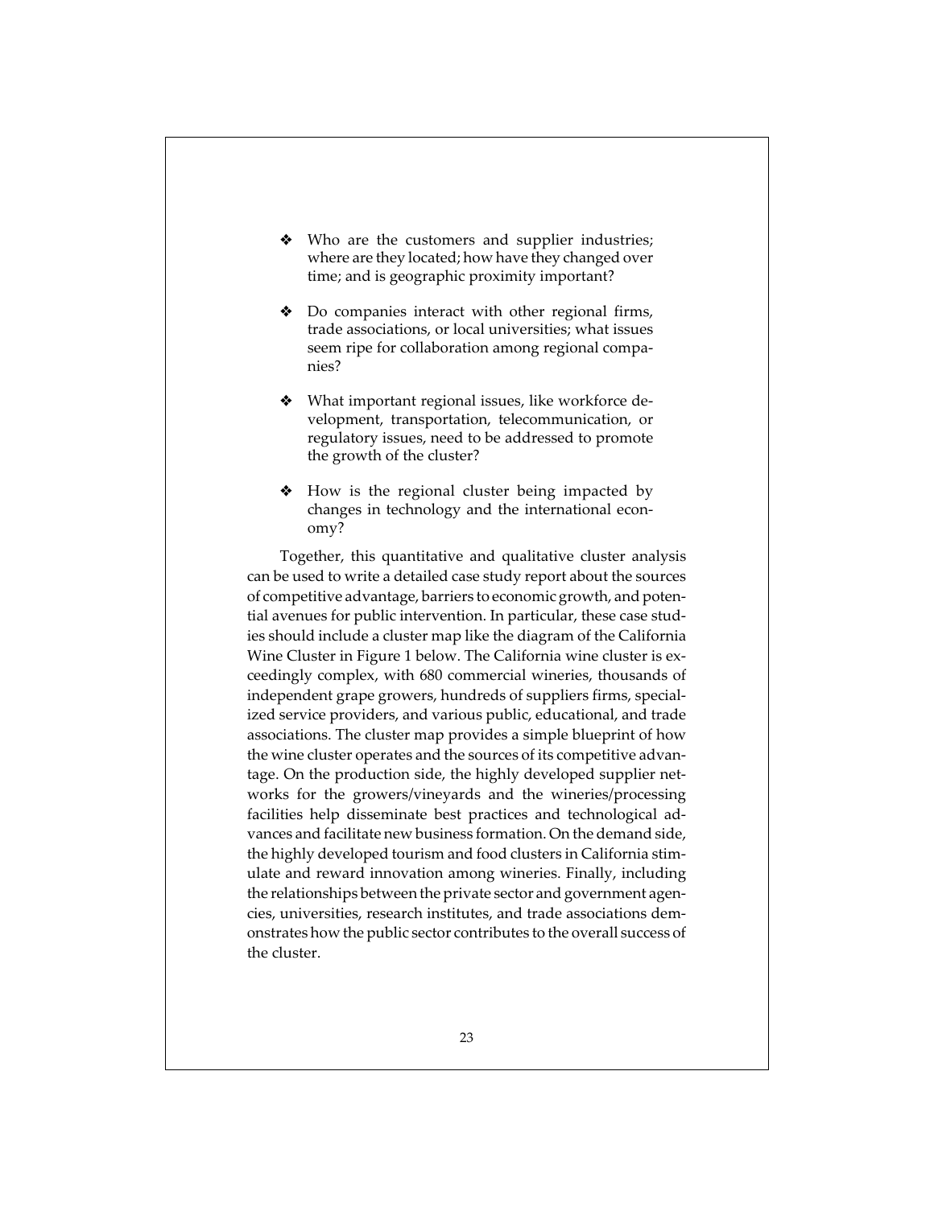- Who are the customers and supplier industries; where are they located; how have they changed over time; and is geographic proximity important?

- Do companies interact with other regional firms, trade associations, or local universities; what issues seem ripe for collaboration among regional companies?

- What important regional issues, like workforce development, transportation, telecommunication, or regulatory issues, need to be addressed to promote the growth of the cluster?

- How is the regional cluster being impacted by changes in technology and the international economy?

Together, this quantitative and qualitative cluster analysis can be used to write a detailed case study report about the sources of competitive advantage, barriers to economic growth, and potential avenues for public intervention. In particular, these case studies should include a cluster map like the diagram of the California Wine Cluster in Figure 1 below. The California wine cluster is exceedingly complex, with 680 commercial wineries, thousands of independent grape growers, hundreds of suppliers firms, specialized service providers, and various public, educational, and trade associations. The cluster map provides a simple blueprint of how the wine cluster operates and the sources of its competitive advantage. On the production side, the highly developed supplier networks for the growers/vineyards and the wineries/processing facilities help disseminate best practices and technological advances and facilitate new business formation. On the demand side, the highly developed tourism and food clusters in California stimulate and reward innovation among wineries. Finally, including the relationships between the private sector and government agencies, universities, research institutes, and trade associations demonstrates how the public sector contributes to the overall success of the cluster.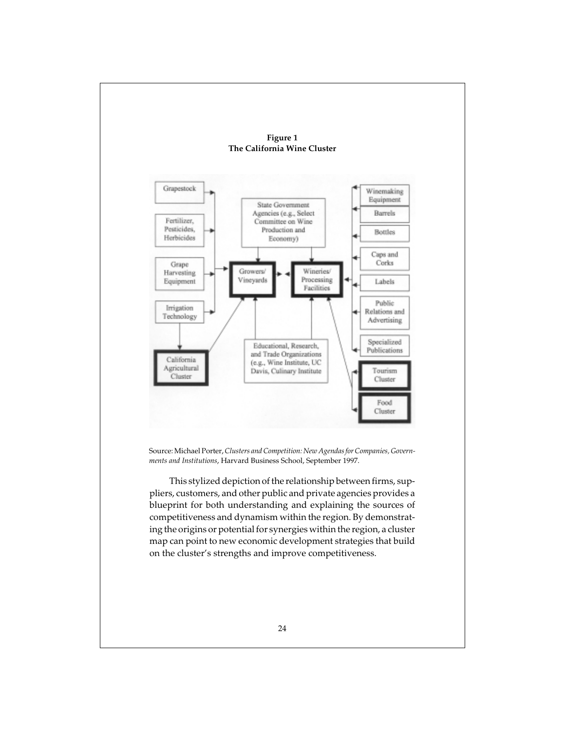**Figure 1**
**The California Wine Cluster**

Source: Michael Porter, *Clusters and Competition: New Agendas for Companies, Governments and Institutions*, Harvard Business School, September 1997.

This stylized depiction of the relationship between firms, suppliers, customers, and other public and private agencies provides a blueprint for both understanding and explaining the sources of competitiveness and dynamism within the region. By demonstrating the origins or potential for synergies within the region, a cluster map can point to new economic development strategies that build on the cluster's strengths and improve competitiveness.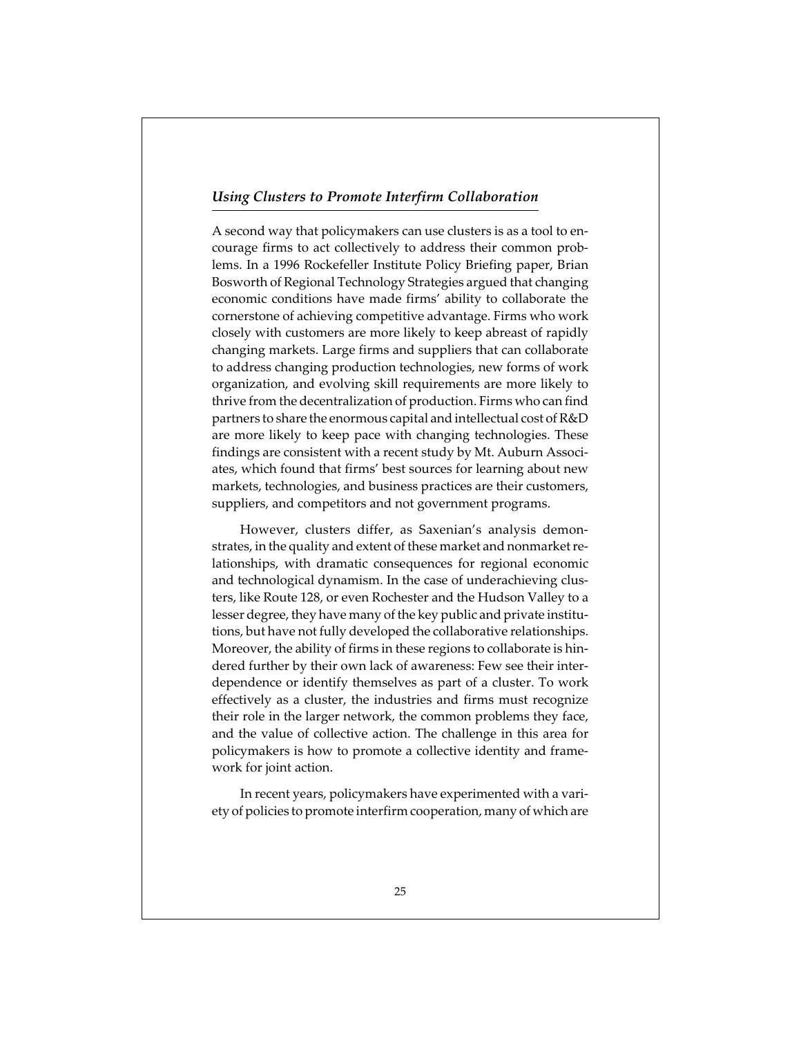### *Using Clusters to Promote Interfirm Collaboration*

A second way that policymakers can use clusters is as a tool to encourage firms to act collectively to address their common problems. In a 1996 Rockefeller Institute Policy Briefing paper, Brian Bosworth of Regional Technology Strategies argued that changing economic conditions have made firms' ability to collaborate the cornerstone of achieving competitive advantage. Firms who work closely with customers are more likely to keep abreast of rapidly changing markets. Large firms and suppliers that can collaborate to address changing production technologies, new forms of work organization, and evolving skill requirements are more likely to thrive from the decentralization of production. Firms who can find partners to share the enormous capital and intellectual cost of R&D are more likely to keep pace with changing technologies. These findings are consistent with a recent study by Mt. Auburn Associates, which found that firms' best sources for learning about new markets, technologies, and business practices are their customers, suppliers, and competitors and not government programs.

However, clusters differ, as Saxenian's analysis demonstrates, in the quality and extent of these market and nonmarket relationships, with dramatic consequences for regional economic and technological dynamism. In the case of underachieving clusters, like Route 128, or even Rochester and the Hudson Valley to a lesser degree, they have many of the key public and private institutions, but have not fully developed the collaborative relationships. Moreover, the ability of firms in these regions to collaborate is hindered further by their own lack of awareness: Few see their interdependence or identify themselves as part of a cluster. To work effectively as a cluster, the industries and firms must recognize their role in the larger network, the common problems they face, and the value of collective action. The challenge in this area for policymakers is how to promote a collective identity and framework for joint action.

In recent years, policymakers have experimented with a variety of policies to promote interfirm cooperation, many of which are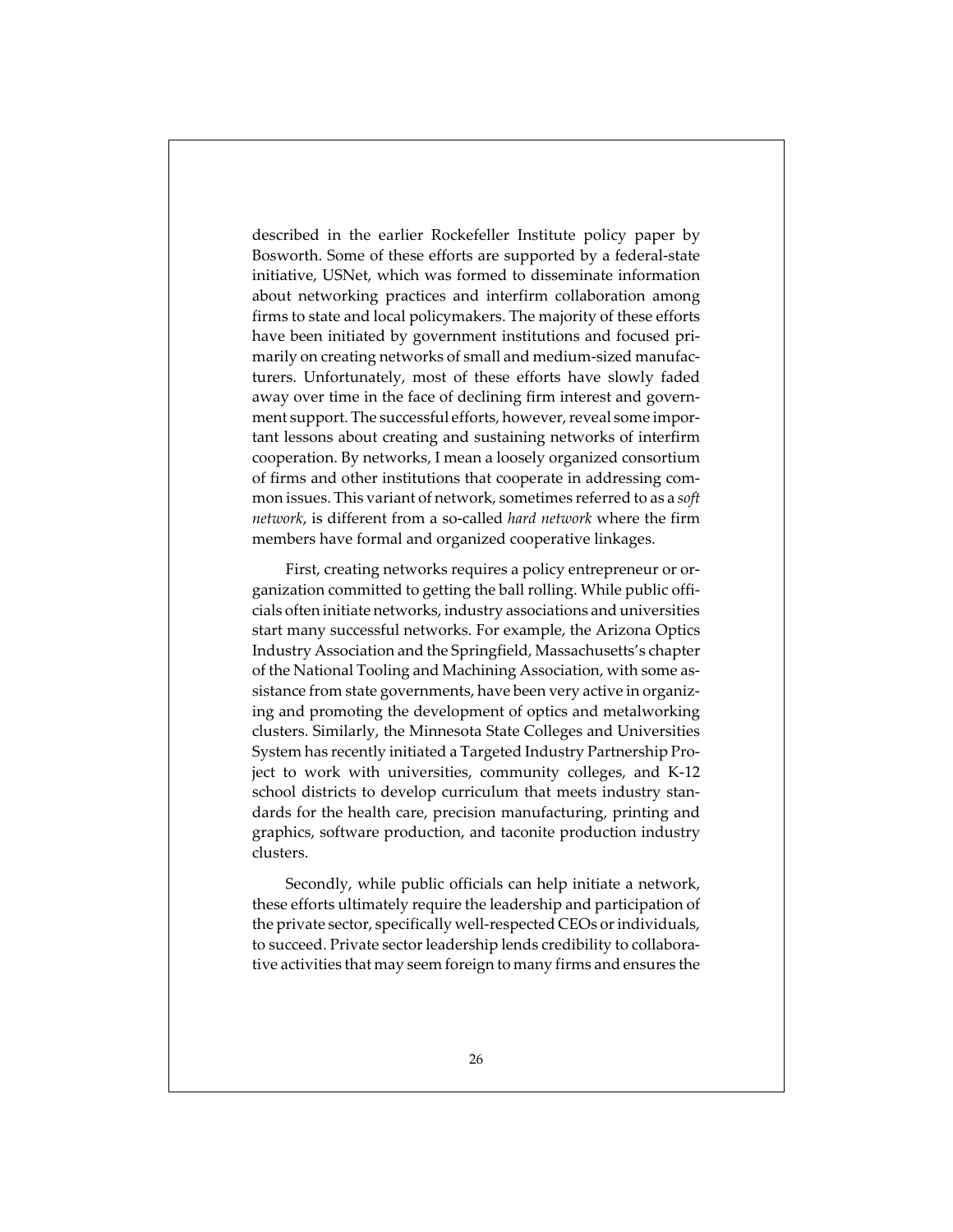described in the earlier Rockefeller Institute policy paper by Bosworth. Some of these efforts are supported by a federal-state initiative, USNet, which was formed to disseminate information about networking practices and interfirm collaboration among firms to state and local policymakers. The majority of these efforts have been initiated by government institutions and focused primarily on creating networks of small and medium-sized manufacturers. Unfortunately, most of these efforts have slowly faded away over time in the face of declining firm interest and government support. The successful efforts, however, reveal some important lessons about creating and sustaining networks of interfirm cooperation. By networks, I mean a loosely organized consortium of firms and other institutions that cooperate in addressing common issues. This variant of network, sometimes referred to as a *soft network*, is different from a so-called *hard network* where the firm members have formal and organized cooperative linkages.

First, creating networks requires a policy entrepreneur or organization committed to getting the ball rolling. While public officials often initiate networks, industry associations and universities start many successful networks. For example, the Arizona Optics Industry Association and the Springfield, Massachusetts's chapter of the National Tooling and Machining Association, with some assistance from state governments, have been very active in organizing and promoting the development of optics and metalworking clusters. Similarly, the Minnesota State Colleges and Universities System has recently initiated a Targeted Industry Partnership Project to work with universities, community colleges, and K-12 school districts to develop curriculum that meets industry standards for the health care, precision manufacturing, printing and graphics, software production, and taconite production industry clusters.

Secondly, while public officials can help initiate a network, these efforts ultimately require the leadership and participation of the private sector, specifically well-respected CEOs or individuals, to succeed. Private sector leadership lends credibility to collaborative activities that may seem foreign to many firms and ensures the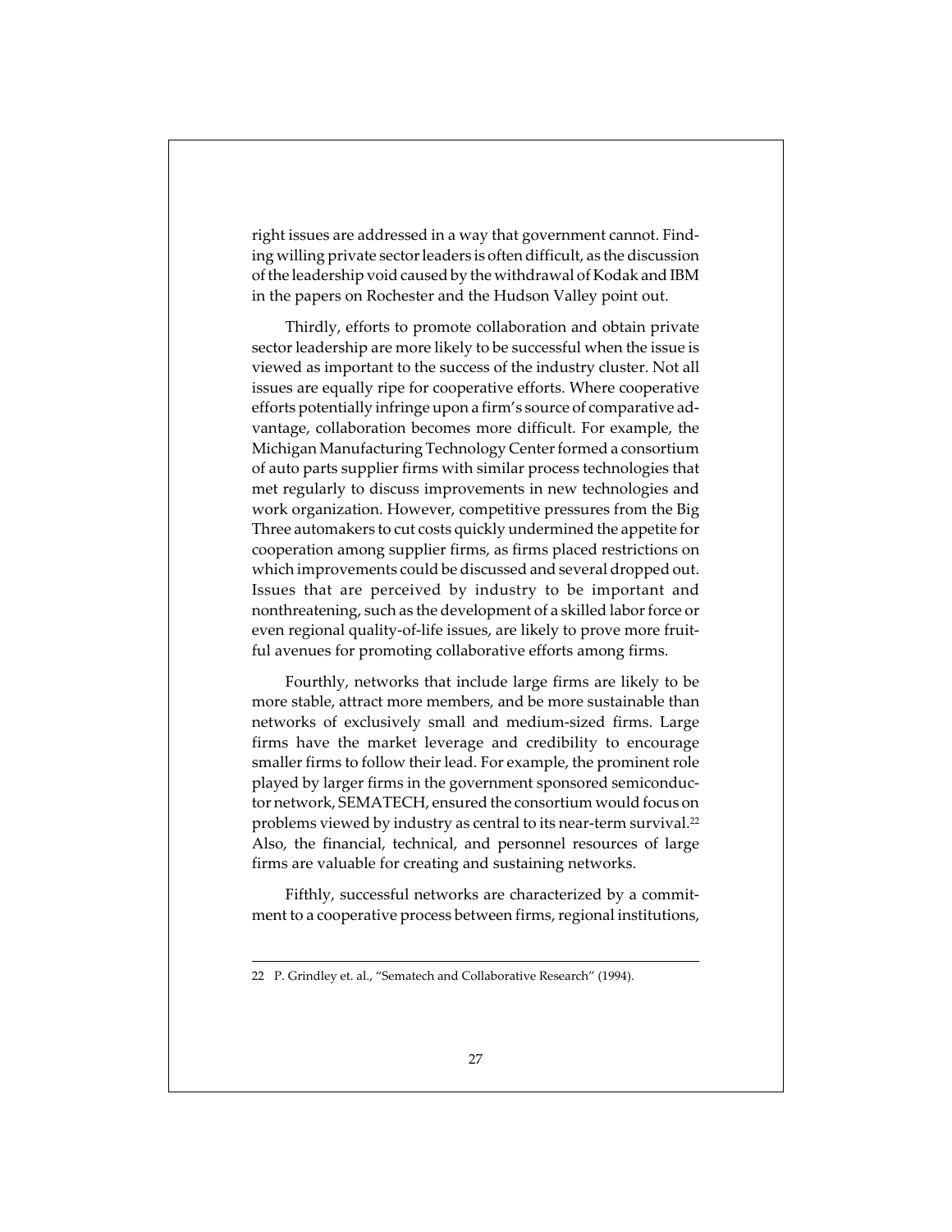right issues are addressed in a way that government cannot. Finding willing private sector leaders is often difficult, as the discussion of the leadership void caused by the withdrawal of Kodak and IBM in the papers on Rochester and the Hudson Valley point out.

Thirdly, efforts to promote collaboration and obtain private sector leadership are more likely to be successful when the issue is viewed as important to the success of the industry cluster. Not all issues are equally ripe for cooperative efforts. Where cooperative efforts potentially infringe upon a firm's source of comparative advantage, collaboration becomes more difficult. For example, the Michigan Manufacturing Technology Center formed a consortium of auto parts supplier firms with similar process technologies that met regularly to discuss improvements in new technologies and work organization. However, competitive pressures from the Big Three automakers to cut costs quickly undermined the appetite for cooperation among supplier firms, as firms placed restrictions on which improvements could be discussed and several dropped out. Issues that are perceived by industry to be important and nonthreatening, such as the development of a skilled labor force or even regional quality-of-life issues, are likely to prove more fruitful avenues for promoting collaborative efforts among firms.

Fourthly, networks that include large firms are likely to be more stable, attract more members, and be more sustainable than networks of exclusively small and medium-sized firms. Large firms have the market leverage and credibility to encourage smaller firms to follow their lead. For example, the prominent role played by larger firms in the government sponsored semiconductor network, SEMATECH, ensured the consortium would focus on problems viewed by industry as central to its near-term survival.[22] Also, the financial, technical, and personnel resources of large firms are valuable for creating and sustaining networks.

Fifthly, successful networks are characterized by a commitment to a cooperative process between firms, regional institutions,

---

22 P. Grindley et. al., "Sematech and Collaborative Research" (1994).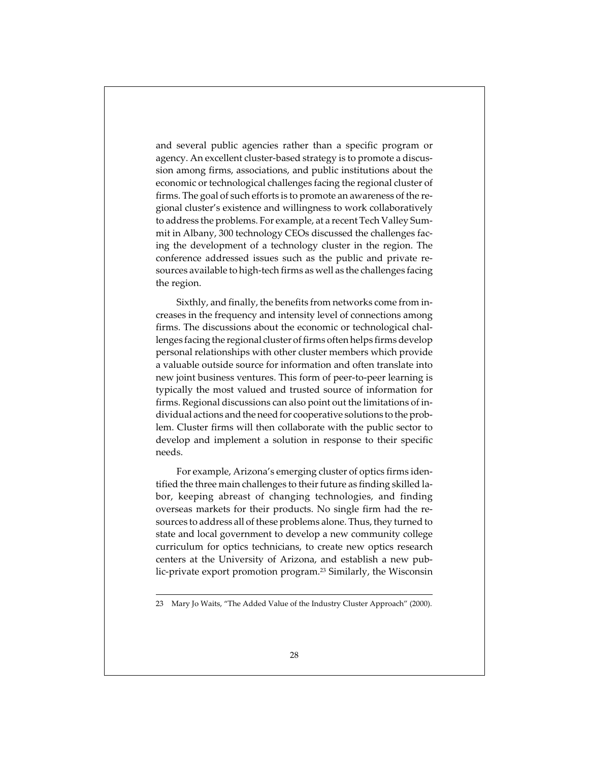and several public agencies rather than a specific program or agency. An excellent cluster-based strategy is to promote a discussion among firms, associations, and public institutions about the economic or technological challenges facing the regional cluster of firms. The goal of such efforts is to promote an awareness of the regional cluster's existence and willingness to work collaboratively to address the problems. For example, at a recent Tech Valley Summit in Albany, 300 technology CEOs discussed the challenges facing the development of a technology cluster in the region. The conference addressed issues such as the public and private resources available to high-tech firms as well as the challenges facing the region.

Sixthly, and finally, the benefits from networks come from increases in the frequency and intensity level of connections among firms. The discussions about the economic or technological challenges facing the regional cluster of firms often helps firms develop personal relationships with other cluster members which provide a valuable outside source for information and often translate into new joint business ventures. This form of peer-to-peer learning is typically the most valued and trusted source of information for firms. Regional discussions can also point out the limitations of individual actions and the need for cooperative solutions to the problem. Cluster firms will then collaborate with the public sector to develop and implement a solution in response to their specific needs.

For example, Arizona's emerging cluster of optics firms identified the three main challenges to their future as finding skilled labor, keeping abreast of changing technologies, and finding overseas markets for their products. No single firm had the resources to address all of these problems alone. Thus, they turned to state and local government to develop a new community college curriculum for optics technicians, to create new optics research centers at the University of Arizona, and establish a new public-private export promotion program.[23] Similarly, the Wisconsin

---

23 Mary Jo Waits, "The Added Value of the Industry Cluster Approach" (2000).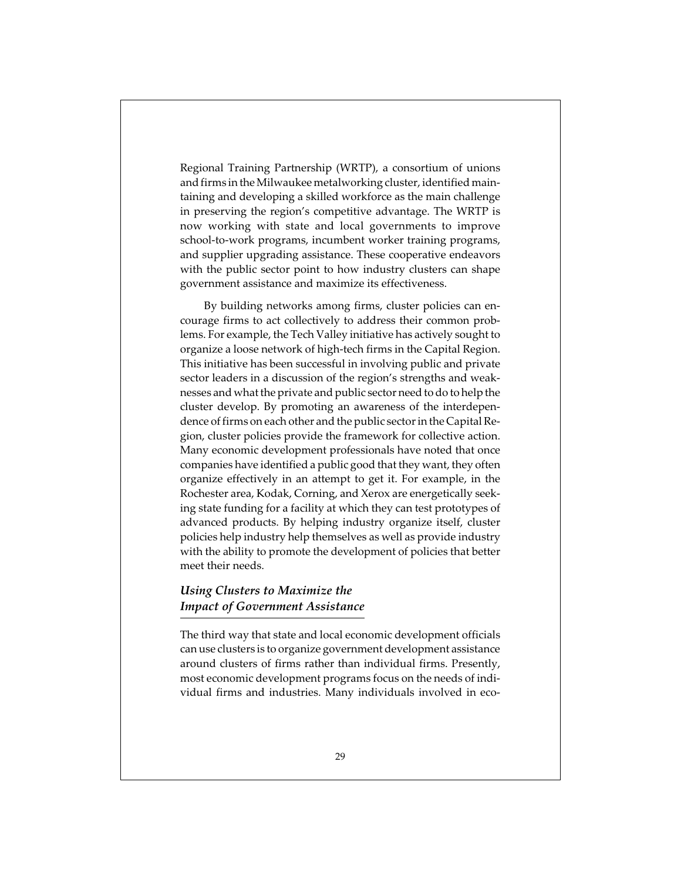Regional Training Partnership (WRTP), a consortium of unions and firms in the Milwaukee metalworking cluster, identified maintaining and developing a skilled workforce as the main challenge in preserving the region's competitive advantage. The WRTP is now working with state and local governments to improve school-to-work programs, incumbent worker training programs, and supplier upgrading assistance. These cooperative endeavors with the public sector point to how industry clusters can shape government assistance and maximize its effectiveness.

By building networks among firms, cluster policies can encourage firms to act collectively to address their common problems. For example, the Tech Valley initiative has actively sought to organize a loose network of high-tech firms in the Capital Region. This initiative has been successful in involving public and private sector leaders in a discussion of the region's strengths and weaknesses and what the private and public sector need to do to help the cluster develop. By promoting an awareness of the interdependence of firms on each other and the public sector in the Capital Region, cluster policies provide the framework for collective action. Many economic development professionals have noted that once companies have identified a public good that they want, they often organize effectively in an attempt to get it. For example, in the Rochester area, Kodak, Corning, and Xerox are energetically seeking state funding for a facility at which they can test prototypes of advanced products. By helping industry organize itself, cluster policies help industry help themselves as well as provide industry with the ability to promote the development of policies that better meet their needs.

### *Using Clusters to Maximize the Impact of Government Assistance*

The third way that state and local economic development officials can use clusters is to organize government development assistance around clusters of firms rather than individual firms. Presently, most economic development programs focus on the needs of individual firms and industries. Many individuals involved in eco-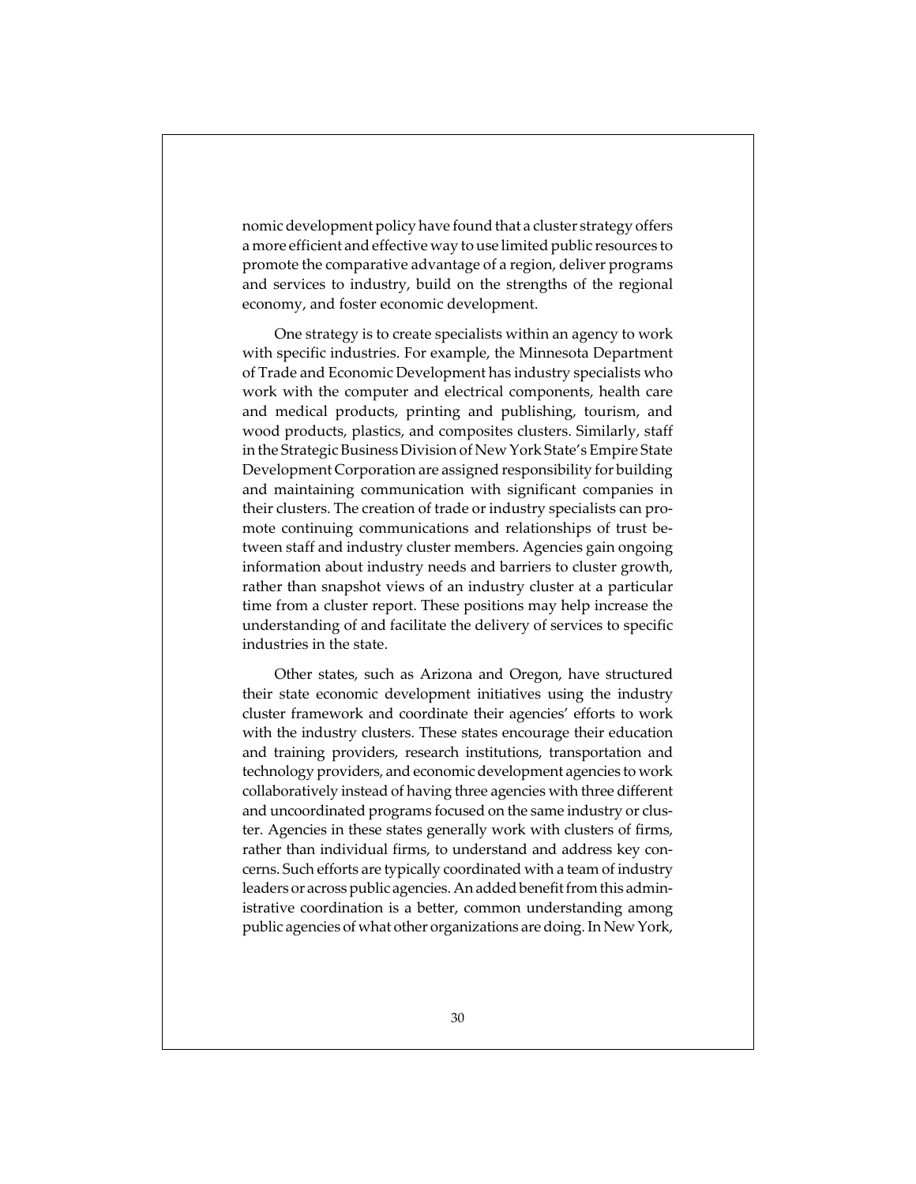nomic development policy have found that a cluster strategy offers a more efficient and effective way to use limited public resources to promote the comparative advantage of a region, deliver programs and services to industry, build on the strengths of the regional economy, and foster economic development.

One strategy is to create specialists within an agency to work with specific industries. For example, the Minnesota Department of Trade and Economic Development has industry specialists who work with the computer and electrical components, health care and medical products, printing and publishing, tourism, and wood products, plastics, and composites clusters. Similarly, staff in the Strategic Business Division of New York State's Empire State Development Corporation are assigned responsibility for building and maintaining communication with significant companies in their clusters. The creation of trade or industry specialists can promote continuing communications and relationships of trust between staff and industry cluster members. Agencies gain ongoing information about industry needs and barriers to cluster growth, rather than snapshot views of an industry cluster at a particular time from a cluster report. These positions may help increase the understanding of and facilitate the delivery of services to specific industries in the state.

Other states, such as Arizona and Oregon, have structured their state economic development initiatives using the industry cluster framework and coordinate their agencies' efforts to work with the industry clusters. These states encourage their education and training providers, research institutions, transportation and technology providers, and economic development agencies to work collaboratively instead of having three agencies with three different and uncoordinated programs focused on the same industry or cluster. Agencies in these states generally work with clusters of firms, rather than individual firms, to understand and address key concerns. Such efforts are typically coordinated with a team of industry leaders or across public agencies. An added benefit from this administrative coordination is a better, common understanding among public agencies of what other organizations are doing. In New York,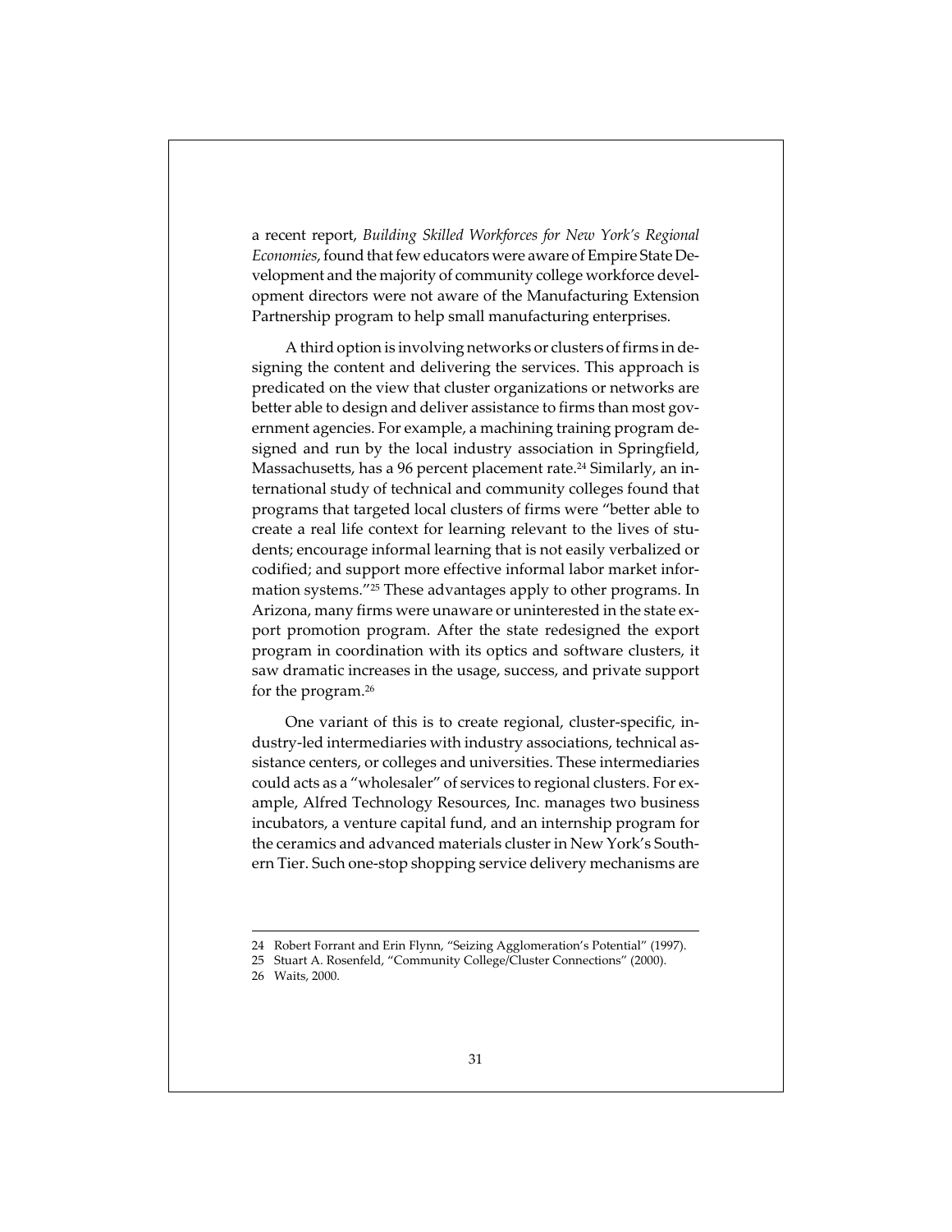a recent report, *Building Skilled Workforces for New York's Regional Economies*, found that few educators were aware of Empire State Development and the majority of community college workforce development directors were not aware of the Manufacturing Extension Partnership program to help small manufacturing enterprises.

A third option is involving networks or clusters of firms in designing the content and delivering the services. This approach is predicated on the view that cluster organizations or networks are better able to design and deliver assistance to firms than most government agencies. For example, a machining training program designed and run by the local industry association in Springfield, Massachusetts, has a 96 percent placement rate.[24] Similarly, an international study of technical and community colleges found that programs that targeted local clusters of firms were "better able to create a real life context for learning relevant to the lives of students; encourage informal learning that is not easily verbalized or codified; and support more effective informal labor market information systems."[25] These advantages apply to other programs. In Arizona, many firms were unaware or uninterested in the state export promotion program. After the state redesigned the export program in coordination with its optics and software clusters, it saw dramatic increases in the usage, success, and private support for the program.[26]

One variant of this is to create regional, cluster-specific, industry-led intermediaries with industry associations, technical assistance centers, or colleges and universities. These intermediaries could acts as a "wholesaler" of services to regional clusters. For example, Alfred Technology Resources, Inc. manages two business incubators, a venture capital fund, and an internship program for the ceramics and advanced materials cluster in New York's Southern Tier. Such one-stop shopping service delivery mechanisms are

---

24 Robert Forrant and Erin Flynn, "Seizing Agglomeration's Potential" (1997).

25 Stuart A. Rosenfeld, "Community College/Cluster Connections" (2000).

26 Waits, 2000.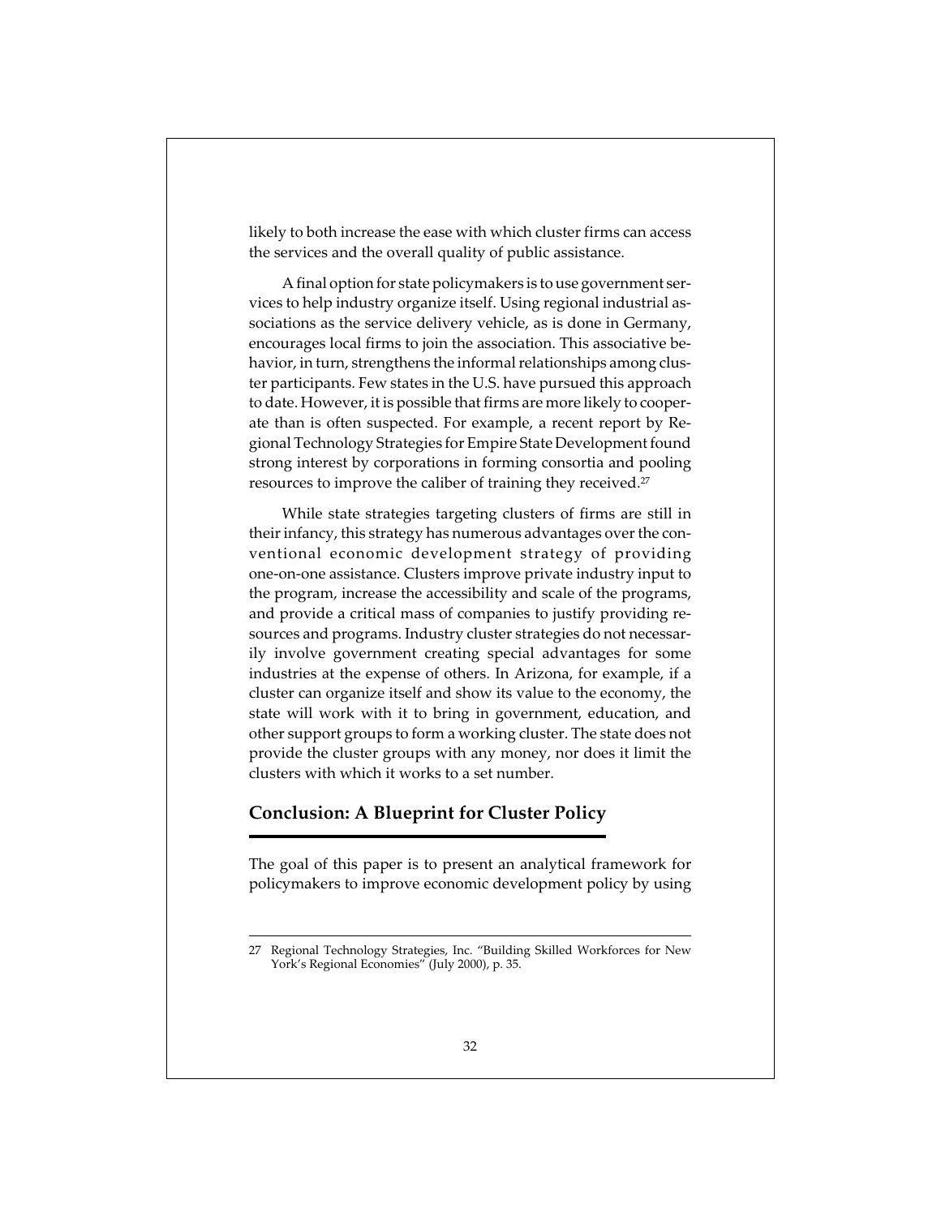likely to both increase the ease with which cluster firms can access the services and the overall quality of public assistance.

A final option for state policymakers is to use government services to help industry organize itself. Using regional industrial associations as the service delivery vehicle, as is done in Germany, encourages local firms to join the association. This associative behavior, in turn, strengthens the informal relationships among cluster participants. Few states in the U.S. have pursued this approach to date. However, it is possible that firms are more likely to cooperate than is often suspected. For example, a recent report by Regional Technology Strategies for Empire State Development found strong interest by corporations in forming consortia and pooling resources to improve the caliber of training they received.[27]

While state strategies targeting clusters of firms are still in their infancy, this strategy has numerous advantages over the conventional economic development strategy of providing one-on-one assistance. Clusters improve private industry input to the program, increase the accessibility and scale of the programs, and provide a critical mass of companies to justify providing resources and programs. Industry cluster strategies do not necessarily involve government creating special advantages for some industries at the expense of others. In Arizona, for example, if a cluster can organize itself and show its value to the economy, the state will work with it to bring in government, education, and other support groups to form a working cluster. The state does not provide the cluster groups with any money, nor does it limit the clusters with which it works to a set number.

## Conclusion: A Blueprint for Cluster Policy

The goal of this paper is to present an analytical framework for policymakers to improve economic development policy by using

---

27 Regional Technology Strategies, Inc. "Building Skilled Workforces for New York's Regional Economies" (July 2000), p. 35.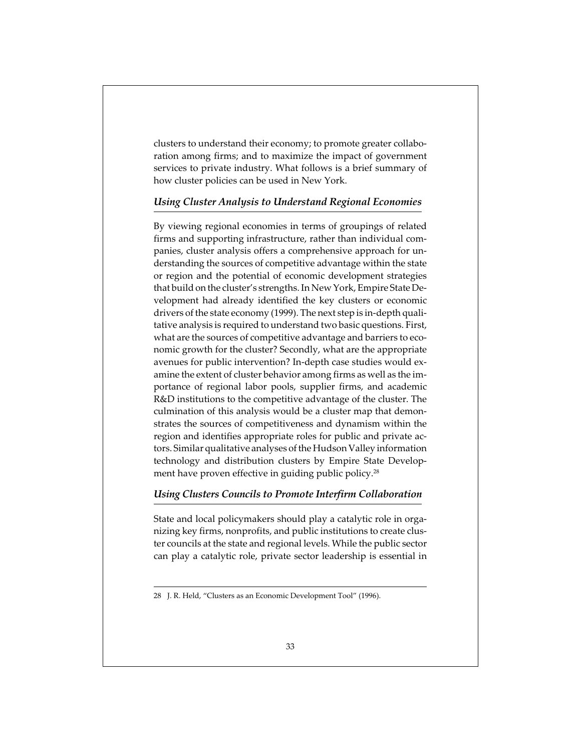clusters to understand their economy; to promote greater collaboration among firms; and to maximize the impact of government services to private industry. What follows is a brief summary of how cluster policies can be used in New York.

### *Using Cluster Analysis to Understand Regional Economies*

By viewing regional economies in terms of groupings of related firms and supporting infrastructure, rather than individual companies, cluster analysis offers a comprehensive approach for understanding the sources of competitive advantage within the state or region and the potential of economic development strategies that build on the cluster's strengths. In New York, Empire State Development had already identified the key clusters or economic drivers of the state economy (1999). The next step is in-depth qualitative analysis is required to understand two basic questions. First, what are the sources of competitive advantage and barriers to economic growth for the cluster? Secondly, what are the appropriate avenues for public intervention? In-depth case studies would examine the extent of cluster behavior among firms as well as the importance of regional labor pools, supplier firms, and academic R&D institutions to the competitive advantage of the cluster. The culmination of this analysis would be a cluster map that demonstrates the sources of competitiveness and dynamism within the region and identifies appropriate roles for public and private actors. Similar qualitative analyses of the Hudson Valley information technology and distribution clusters by Empire State Development have proven effective in guiding public policy.[28]

### *Using Clusters Councils to Promote Interfirm Collaboration*

State and local policymakers should play a catalytic role in organizing key firms, nonprofits, and public institutions to create cluster councils at the state and regional levels. While the public sector can play a catalytic role, private sector leadership is essential in

---

28 J. R. Held, "Clusters as an Economic Development Tool" (1996).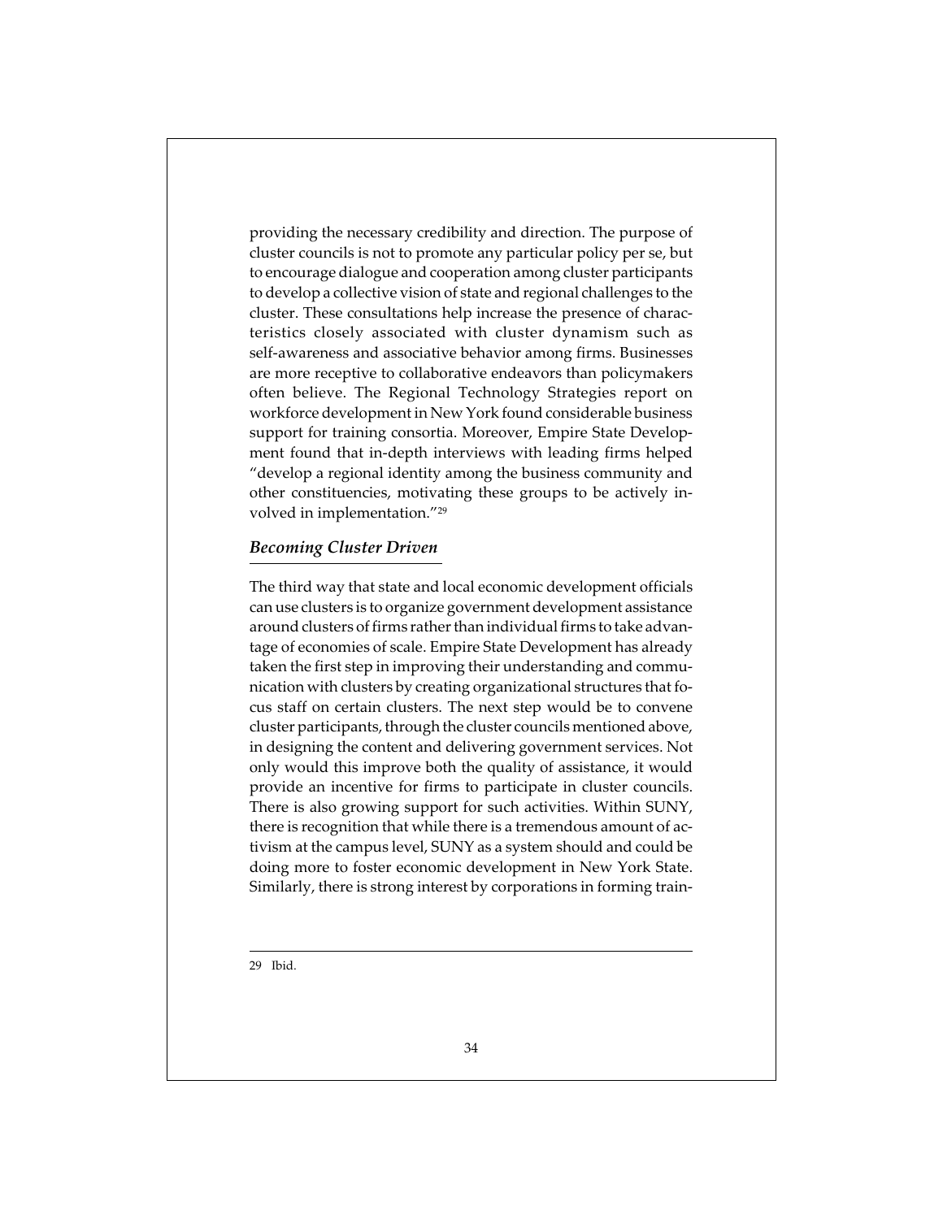providing the necessary credibility and direction. The purpose of cluster councils is not to promote any particular policy per se, but to encourage dialogue and cooperation among cluster participants to develop a collective vision of state and regional challenges to the cluster. These consultations help increase the presence of characteristics closely associated with cluster dynamism such as self-awareness and associative behavior among firms. Businesses are more receptive to collaborative endeavors than policymakers often believe. The Regional Technology Strategies report on workforce development in New York found considerable business support for training consortia. Moreover, Empire State Development found that in-depth interviews with leading firms helped "develop a regional identity among the business community and other constituencies, motivating these groups to be actively involved in implementation."[29]

### *Becoming Cluster Driven*

The third way that state and local economic development officials can use clusters is to organize government development assistance around clusters of firms rather than individual firms to take advantage of economies of scale. Empire State Development has already taken the first step in improving their understanding and communication with clusters by creating organizational structures that focus staff on certain clusters. The next step would be to convene cluster participants, through the cluster councils mentioned above, in designing the content and delivering government services. Not only would this improve both the quality of assistance, it would provide an incentive for firms to participate in cluster councils. There is also growing support for such activities. Within SUNY, there is recognition that while there is a tremendous amount of activism at the campus level, SUNY as a system should and could be doing more to foster economic development in New York State. Similarly, there is strong interest by corporations in forming train-

---

29 Ibid.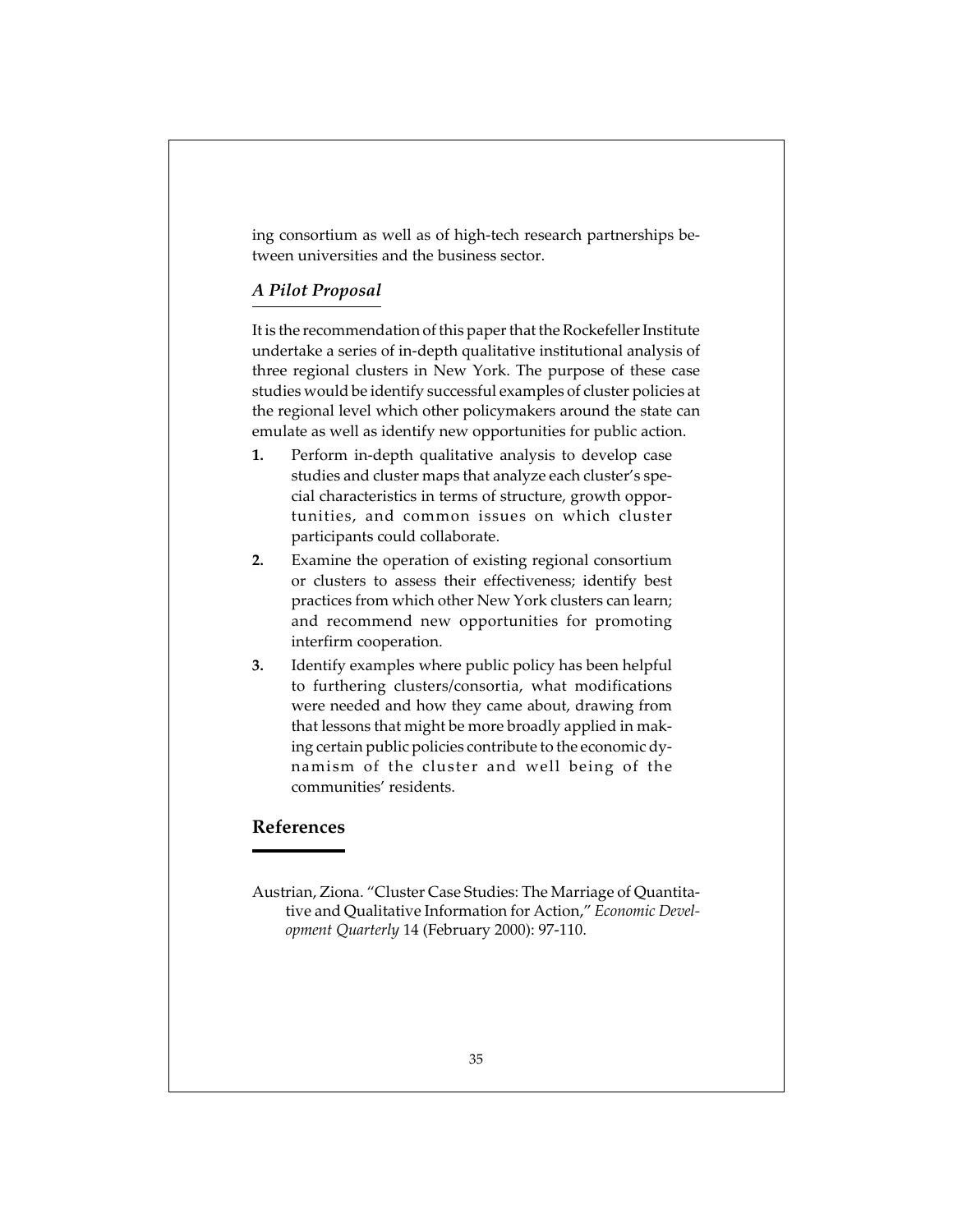ing consortium as well as of high-tech research partnerships between universities and the business sector.

### *A Pilot Proposal*

It is the recommendation of this paper that the Rockefeller Institute undertake a series of in-depth qualitative institutional analysis of three regional clusters in New York. The purpose of these case studies would be identify successful examples of cluster policies at the regional level which other policymakers around the state can emulate as well as identify new opportunities for public action.

1. Perform in-depth qualitative analysis to develop case studies and cluster maps that analyze each cluster's special characteristics in terms of structure, growth opportunities, and common issues on which cluster participants could collaborate.
2. Examine the operation of existing regional consortium or clusters to assess their effectiveness; identify best practices from which other New York clusters can learn; and recommend new opportunities for promoting interfirm cooperation.
3. Identify examples where public policy has been helpful to furthering clusters/consortia, what modifications were needed and how they came about, drawing from that lessons that might be more broadly applied in making certain public policies contribute to the economic dynamism of the cluster and well being of the communities' residents.

## References

Austrian, Ziona. "Cluster Case Studies: The Marriage of Quantitative and Qualitative Information for Action," *Economic Development Quarterly* 14 (February 2000): 97-110.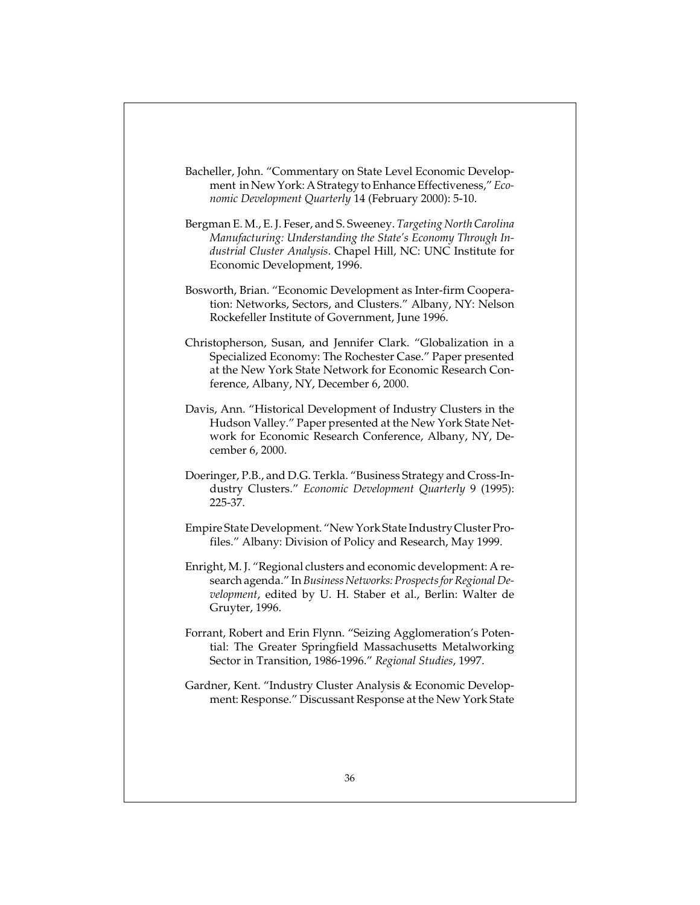Bacheller, John. "Commentary on State Level Economic Development in New York: A Strategy to Enhance Effectiveness," *Economic Development Quarterly* 14 (February 2000): 5-10.

Bergman E. M., E. J. Feser, and S. Sweeney. *Targeting North Carolina Manufacturing: Understanding the State's Economy Through Industrial Cluster Analysis*. Chapel Hill, NC: UNC Institute for Economic Development, 1996.

Bosworth, Brian. "Economic Development as Inter-firm Cooperation: Networks, Sectors, and Clusters." Albany, NY: Nelson Rockefeller Institute of Government, June 1996.

Christopherson, Susan, and Jennifer Clark. "Globalization in a Specialized Economy: The Rochester Case." Paper presented at the New York State Network for Economic Research Conference, Albany, NY, December 6, 2000.

Davis, Ann. "Historical Development of Industry Clusters in the Hudson Valley." Paper presented at the New York State Network for Economic Research Conference, Albany, NY, December 6, 2000.

Doeringer, P.B., and D.G. Terkla. "Business Strategy and Cross-Industry Clusters." *Economic Development Quarterly* 9 (1995): 225-37.

Empire State Development. "New York State Industry Cluster Profiles." Albany: Division of Policy and Research, May 1999.

Enright, M. J. "Regional clusters and economic development: A research agenda." In *Business Networks: Prospects for Regional Development*, edited by U. H. Staber et al., Berlin: Walter de Gruyter, 1996.

Forrant, Robert and Erin Flynn. "Seizing Agglomeration's Potential: The Greater Springfield Massachusetts Metalworking Sector in Transition, 1986-1996." *Regional Studies*, 1997.

Gardner, Kent. "Industry Cluster Analysis & Economic Development: Response." Discussant Response at the New York State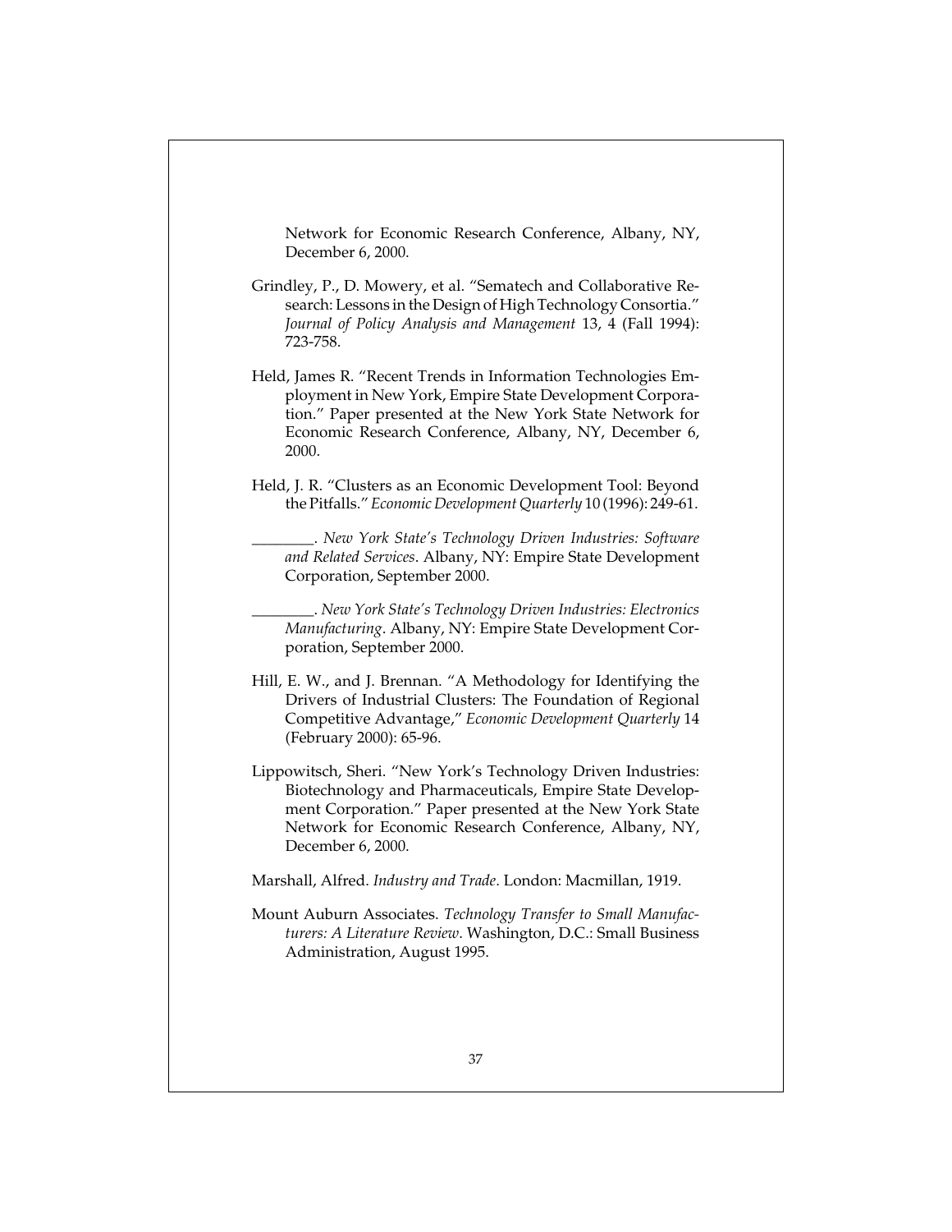Network for Economic Research Conference, Albany, NY, December 6, 2000.

Grindley, P., D. Mowery, et al. “Sematech and Collaborative Research: Lessons in the Design of High Technology Consortia.” *Journal of Policy Analysis and Management* 13, 4 (Fall 1994): 723-758.

Held, James R. “Recent Trends in Information Technologies Employment in New York, Empire State Development Corporation.” Paper presented at the New York State Network for Economic Research Conference, Albany, NY, December 6, 2000.

Held, J. R. “Clusters as an Economic Development Tool: Beyond the Pitfalls.” *Economic Development Quarterly* 10 (1996): 249-61.

________. *New York State’s Technology Driven Industries: Software and Related Services*. Albany, NY: Empire State Development Corporation, September 2000.

________. *New York State’s Technology Driven Industries: Electronics Manufacturing*. Albany, NY: Empire State Development Corporation, September 2000.

Hill, E. W., and J. Brennan. “A Methodology for Identifying the Drivers of Industrial Clusters: The Foundation of Regional Competitive Advantage,” *Economic Development Quarterly* 14 (February 2000): 65-96.

Lippowitsch, Sheri. “New York’s Technology Driven Industries: Biotechnology and Pharmaceuticals, Empire State Development Corporation.” Paper presented at the New York State Network for Economic Research Conference, Albany, NY, December 6, 2000.

Marshall, Alfred. *Industry and Trade*. London: Macmillan, 1919.

Mount Auburn Associates. *Technology Transfer to Small Manufacturers: A Literature Review*. Washington, D.C.: Small Business Administration, August 1995.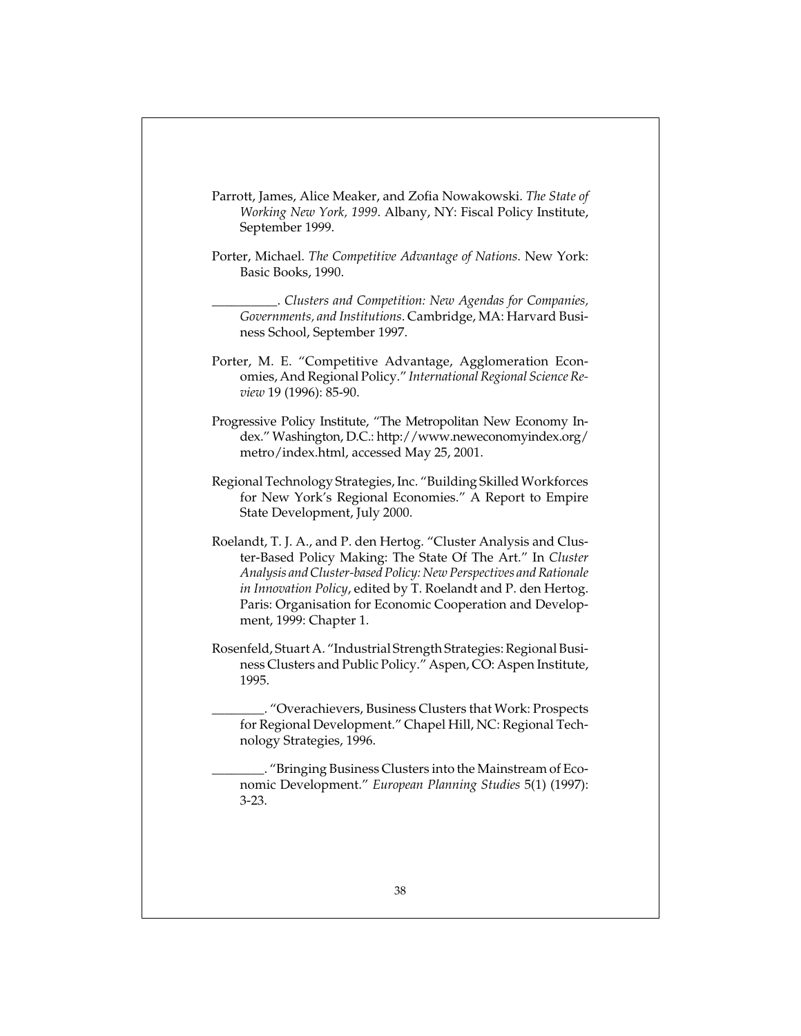Parrott, James, Alice Meaker, and Zofia Nowakowski. *The State of Working New York, 1999*. Albany, NY: Fiscal Policy Institute, September 1999.

Porter, Michael. *The Competitive Advantage of Nations*. New York: Basic Books, 1990.

__________. *Clusters and Competition: New Agendas for Companies, Governments, and Institutions*. Cambridge, MA: Harvard Business School, September 1997.

Porter, M. E. "Competitive Advantage, Agglomeration Economies, And Regional Policy." *International Regional Science Review* 19 (1996): 85-90.

Progressive Policy Institute, "The Metropolitan New Economy Index." Washington, D.C.: http://www.neweconomyindex.org/metro/index.html, accessed May 25, 2001.

Regional Technology Strategies, Inc. "Building Skilled Workforces for New York's Regional Economies." A Report to Empire State Development, July 2000.

Roelandt, T. J. A., and P. den Hertog. "Cluster Analysis and Cluster-Based Policy Making: The State Of The Art." In *Cluster Analysis and Cluster-based Policy: New Perspectives and Rationale in Innovation Policy*, edited by T. Roelandt and P. den Hertog. Paris: Organisation for Economic Cooperation and Development, 1999: Chapter 1.

Rosenfeld, Stuart A. "Industrial Strength Strategies: Regional Business Clusters and Public Policy." Aspen, CO: Aspen Institute, 1995.

________. "Overachievers, Business Clusters that Work: Prospects for Regional Development." Chapel Hill, NC: Regional Technology Strategies, 1996.

________. "Bringing Business Clusters into the Mainstream of Economic Development." *European Planning Studies* 5(1) (1997): 3-23.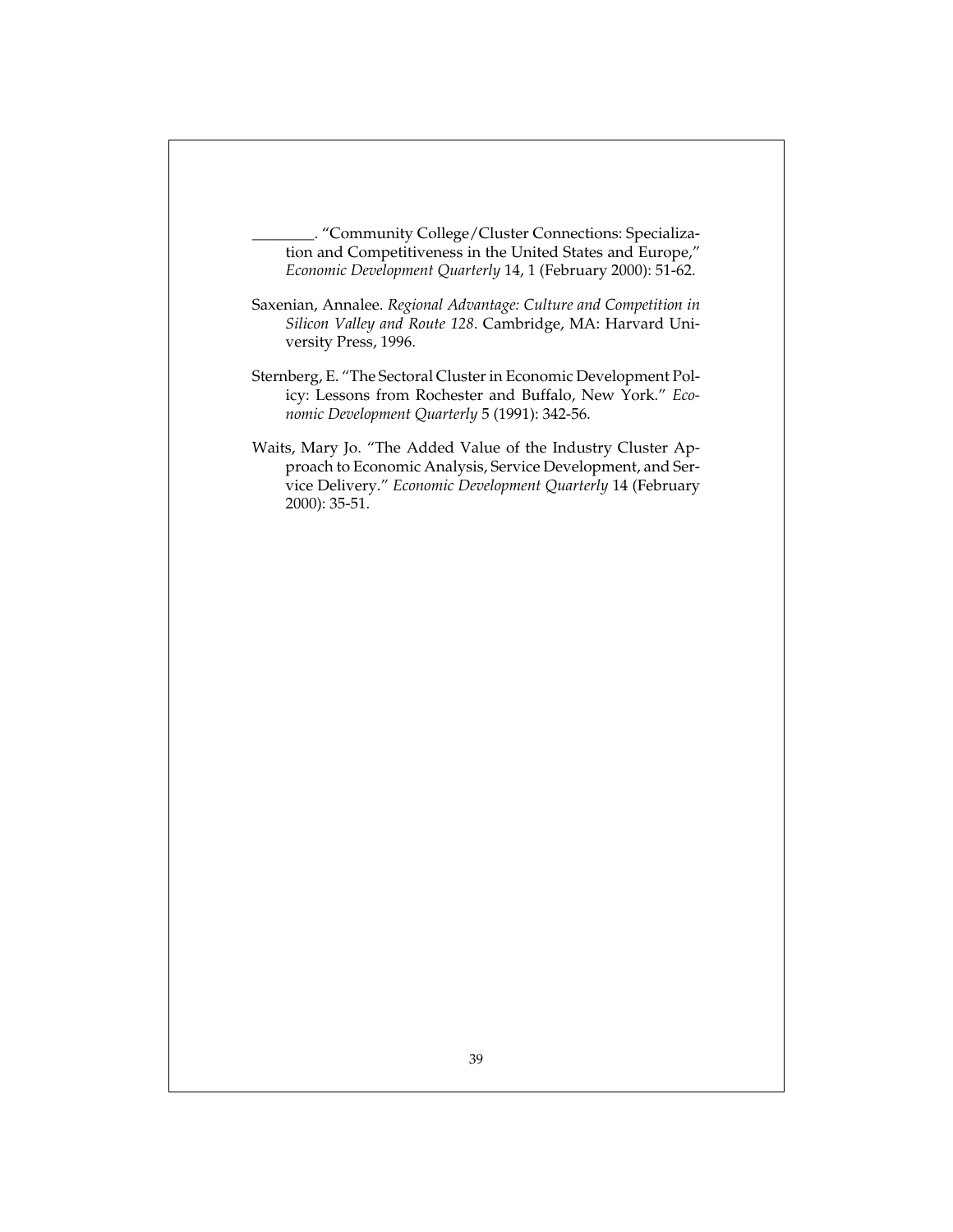________. "Community College/Cluster Connections: Specialization and Competitiveness in the United States and Europe," *Economic Development Quarterly* 14, 1 (February 2000): 51-62.

Saxenian, Annalee. *Regional Advantage: Culture and Competition in Silicon Valley and Route 128*. Cambridge, MA: Harvard University Press, 1996.

Sternberg, E. "The Sectoral Cluster in Economic Development Policy: Lessons from Rochester and Buffalo, New York." *Economic Development Quarterly* 5 (1991): 342-56.

Waits, Mary Jo. "The Added Value of the Industry Cluster Approach to Economic Analysis, Service Development, and Service Delivery." *Economic Development Quarterly* 14 (February 2000): 35-51.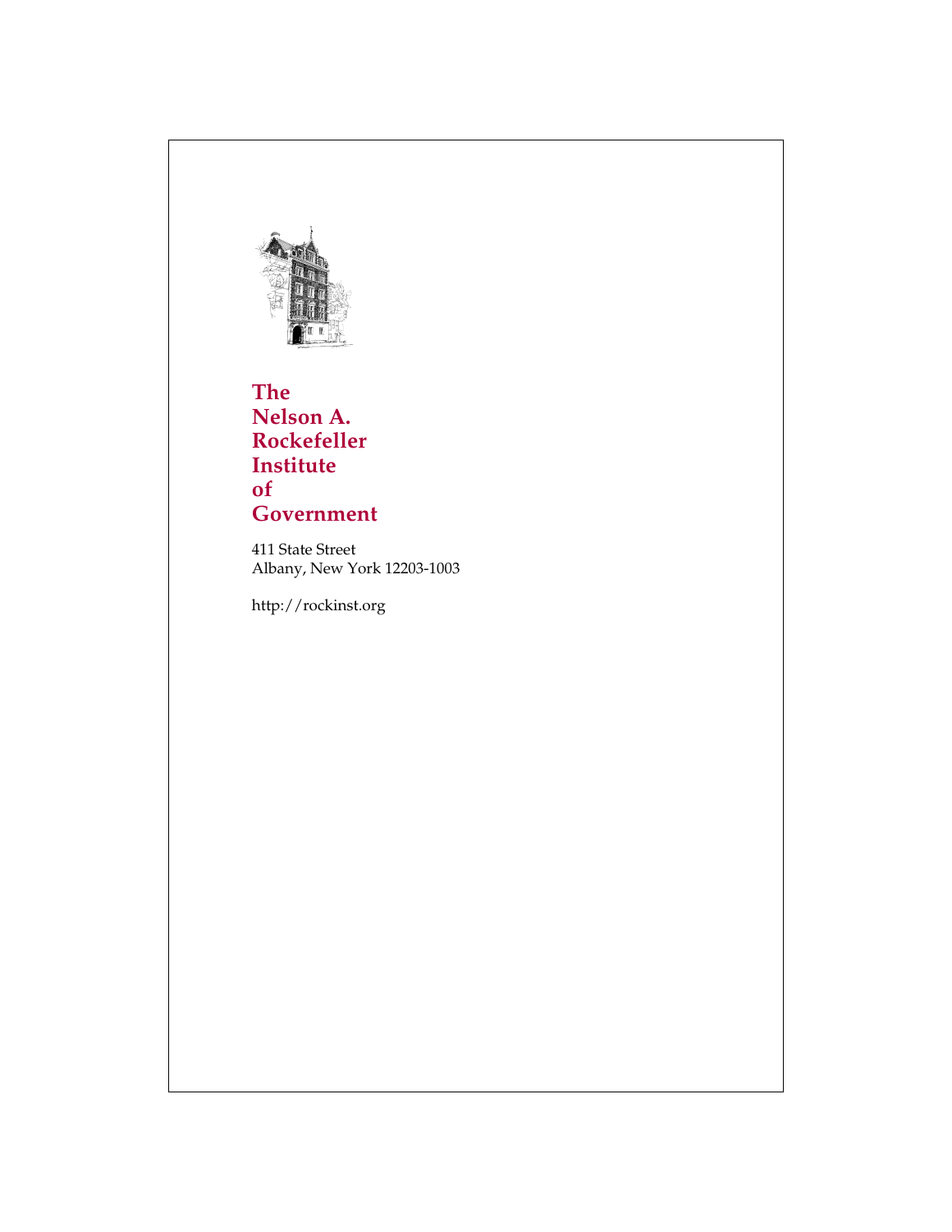**The Nelson A. Rockefeller Institute of Government**

411 State Street
Albany, New York 12203-1003

http://rockinst.org